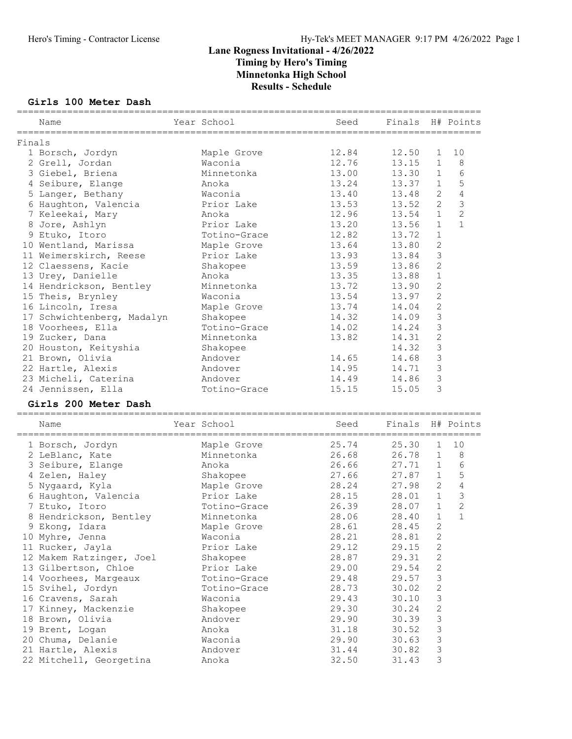# Lane Rogness Invitational - 4/26/2022
## Timing by Hero's Timing
## Minnetonka High School
## Results - Schedule

### Girls 100 Meter Dash

Finals

| Place | Name | Year | School | Seed | Finals | H# | Points |
|---|---|---|---|---|---|---|---|
| 1 | Borsch, Jordyn | | Maple Grove | 12.84 | 12.50 | 1 | 10 |
| 2 | Grell, Jordan | | Waconia | 12.76 | 13.15 | 1 | 8 |
| 3 | Giebel, Briena | | Minnetonka | 13.00 | 13.30 | 1 | 6 |
| 4 | Seibure, Elange | | Anoka | 13.24 | 13.37 | 1 | 5 |
| 5 | Langer, Bethany | | Waconia | 13.40 | 13.48 | 2 | 4 |
| 6 | Haughton, Valencia | | Prior Lake | 13.53 | 13.52 | 2 | 3 |
| 7 | Keleekai, Mary | | Anoka | 12.96 | 13.54 | 1 | 2 |
| 8 | Jore, Ashlyn | | Prior Lake | 13.20 | 13.56 | 1 | 1 |
| 9 | Etuko, Itoro | | Totino-Grace | 12.82 | 13.72 | 1 | |
| 10 | Wentland, Marissa | | Maple Grove | 13.64 | 13.80 | 2 | |
| 11 | Weimerskirch, Reese | | Prior Lake | 13.93 | 13.84 | 3 | |
| 12 | Claessens, Kacie | | Shakopee | 13.59 | 13.86 | 2 | |
| 13 | Urey, Danielle | | Anoka | 13.35 | 13.88 | 1 | |
| 14 | Hendrickson, Bentley | | Minnetonka | 13.72 | 13.90 | 2 | |
| 15 | Theis, Brynley | | Waconia | 13.54 | 13.97 | 2 | |
| 16 | Lincoln, Iresa | | Maple Grove | 13.74 | 14.04 | 2 | |
| 17 | Schwichtenberg, Madalyn | | Shakopee | 14.32 | 14.09 | 3 | |
| 18 | Voorhees, Ella | | Totino-Grace | 14.02 | 14.24 | 3 | |
| 19 | Zucker, Dana | | Minnetonka | 13.82 | 14.31 | 2 | |
| 20 | Houston, Keityshia | | Shakopee | | 14.32 | 3 | |
| 21 | Brown, Olivia | | Andover | 14.65 | 14.68 | 3 | |
| 22 | Hartle, Alexis | | Andover | 14.95 | 14.71 | 3 | |
| 23 | Micheli, Caterina | | Andover | 14.49 | 14.86 | 3 | |
| 24 | Jennissen, Ella | | Totino-Grace | 15.15 | 15.05 | 3 | |

### Girls 200 Meter Dash

| Place | Name | Year | School | Seed | Finals | H# | Points |
|---|---|---|---|---|---|---|---|
| 1 | Borsch, Jordyn | | Maple Grove | 25.74 | 25.30 | 1 | 10 |
| 2 | LeBlanc, Kate | | Minnetonka | 26.68 | 26.78 | 1 | 8 |
| 3 | Seibure, Elange | | Anoka | 26.66 | 27.71 | 1 | 6 |
| 4 | Zelen, Haley | | Shakopee | 27.66 | 27.87 | 1 | 5 |
| 5 | Nygaard, Kyla | | Maple Grove | 28.24 | 27.98 | 2 | 4 |
| 6 | Haughton, Valencia | | Prior Lake | 28.15 | 28.01 | 1 | 3 |
| 7 | Etuko, Itoro | | Totino-Grace | 26.39 | 28.07 | 1 | 2 |
| 8 | Hendrickson, Bentley | | Minnetonka | 28.06 | 28.40 | 1 | 1 |
| 9 | Ekong, Idara | | Maple Grove | 28.61 | 28.45 | 2 | |
| 10 | Myhre, Jenna | | Waconia | 28.21 | 28.81 | 2 | |
| 11 | Rucker, Jayla | | Prior Lake | 29.12 | 29.15 | 2 | |
| 12 | Makem Ratzinger, Joel | | Shakopee | 28.87 | 29.31 | 2 | |
| 13 | Gilbertson, Chloe | | Prior Lake | 29.00 | 29.54 | 2 | |
| 14 | Voorhees, Margeaux | | Totino-Grace | 29.48 | 29.57 | 3 | |
| 15 | Svihel, Jordyn | | Totino-Grace | 28.73 | 30.02 | 2 | |
| 16 | Cravens, Sarah | | Waconia | 29.43 | 30.10 | 3 | |
| 17 | Kinney, Mackenzie | | Shakopee | 29.30 | 30.24 | 2 | |
| 18 | Brown, Olivia | | Andover | 29.90 | 30.39 | 3 | |
| 19 | Brent, Logan | | Anoka | 31.18 | 30.52 | 3 | |
| 20 | Chuma, Delanie | | Waconia | 29.90 | 30.63 | 3 | |
| 21 | Hartle, Alexis | | Andover | 31.44 | 30.82 | 3 | |
| 22 | Mitchell, Georgetina | | Anoka | 32.50 | 31.43 | 3 | |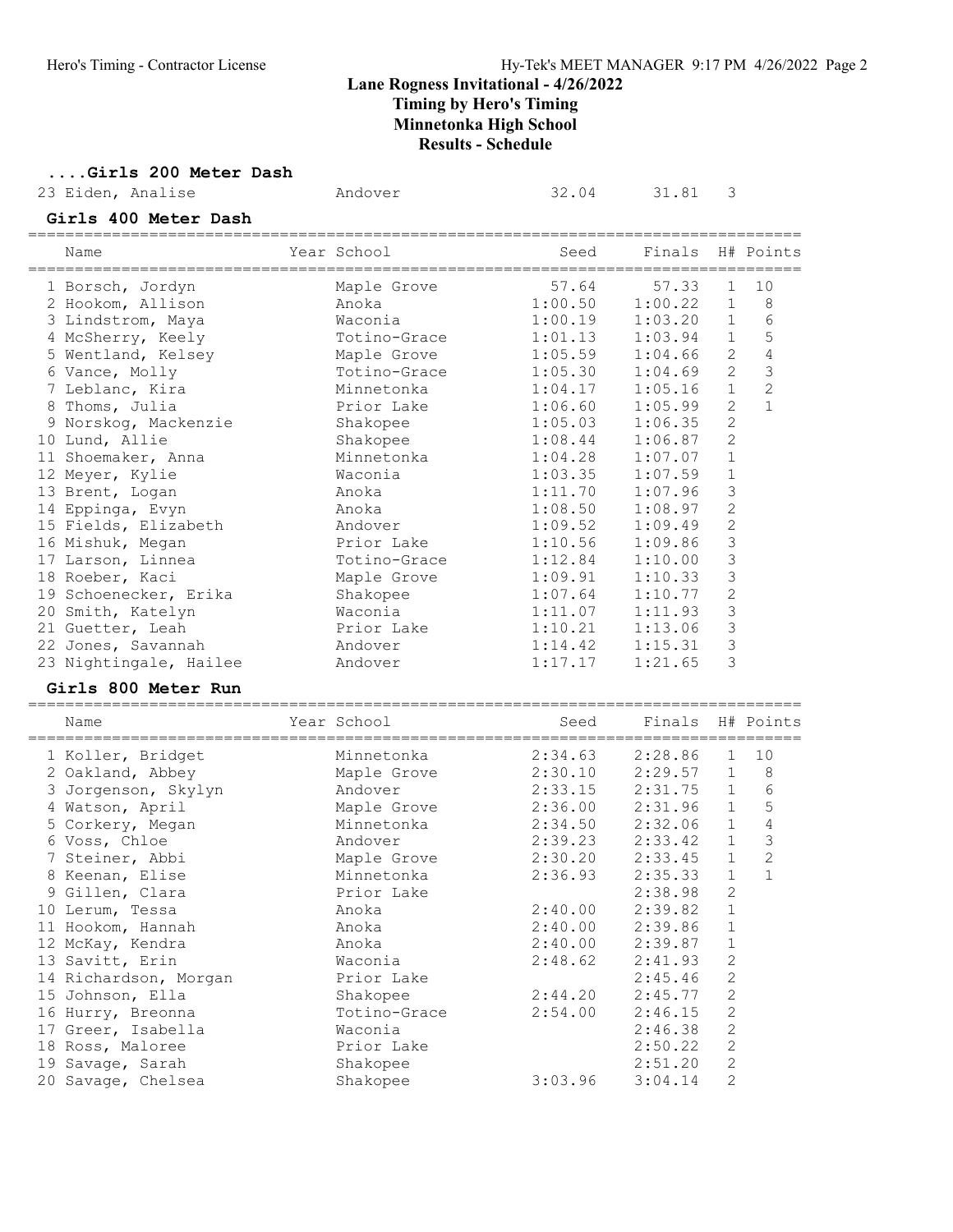## Lane Rogness Invitational - 4/26/2022

**Timing by Hero's Timing**

**Minnetonka High School**

**Results - Schedule**

### ....Girls 200 Meter Dash

| | Name | Year | School | Seed | Finals | H# | Points |
|---|---|---|---|---|---|---|---|
| 23 | Eiden, Analise | | Andover | 32.04 | 31.81 | 3 | |

### Girls 400 Meter Dash

| | Name | Year | School | Seed | Finals | H# | Points |
|---|---|---|---|---|---|---|---|
| 1 | Borsch, Jordyn | | Maple Grove | 57.64 | 57.33 | 1 | 10 |
| 2 | Hookom, Allison | | Anoka | 1:00.50 | 1:00.22 | 1 | 8 |
| 3 | Lindstrom, Maya | | Waconia | 1:00.19 | 1:03.20 | 1 | 6 |
| 4 | McSherry, Keely | | Totino-Grace | 1:01.13 | 1:03.94 | 1 | 5 |
| 5 | Wentland, Kelsey | | Maple Grove | 1:05.59 | 1:04.66 | 2 | 4 |
| 6 | Vance, Molly | | Totino-Grace | 1:05.30 | 1:04.69 | 2 | 3 |
| 7 | Leblanc, Kira | | Minnetonka | 1:04.17 | 1:05.16 | 1 | 2 |
| 8 | Thoms, Julia | | Prior Lake | 1:06.60 | 1:05.99 | 2 | 1 |
| 9 | Norskog, Mackenzie | | Shakopee | 1:05.03 | 1:06.35 | 2 | |
| 10 | Lund, Allie | | Shakopee | 1:08.44 | 1:06.87 | 2 | |
| 11 | Shoemaker, Anna | | Minnetonka | 1:04.28 | 1:07.07 | 1 | |
| 12 | Meyer, Kylie | | Waconia | 1:03.35 | 1:07.59 | 1 | |
| 13 | Brent, Logan | | Anoka | 1:11.70 | 1:07.96 | 3 | |
| 14 | Eppinga, Evyn | | Anoka | 1:08.50 | 1:08.97 | 2 | |
| 15 | Fields, Elizabeth | | Andover | 1:09.52 | 1:09.49 | 2 | |
| 16 | Mishuk, Megan | | Prior Lake | 1:10.56 | 1:09.86 | 3 | |
| 17 | Larson, Linnea | | Totino-Grace | 1:12.84 | 1:10.00 | 3 | |
| 18 | Roeber, Kaci | | Maple Grove | 1:09.91 | 1:10.33 | 3 | |
| 19 | Schoenecker, Erika | | Shakopee | 1:07.64 | 1:10.77 | 2 | |
| 20 | Smith, Katelyn | | Waconia | 1:11.07 | 1:11.93 | 3 | |
| 21 | Guetter, Leah | | Prior Lake | 1:10.21 | 1:13.06 | 3 | |
| 22 | Jones, Savannah | | Andover | 1:14.42 | 1:15.31 | 3 | |
| 23 | Nightingale, Hailee | | Andover | 1:17.17 | 1:21.65 | 3 | |

### Girls 800 Meter Run

| | Name | Year | School | Seed | Finals | H# | Points |
|---|---|---|---|---|---|---|---|
| 1 | Koller, Bridget | | Minnetonka | 2:34.63 | 2:28.86 | 1 | 10 |
| 2 | Oakland, Abbey | | Maple Grove | 2:30.10 | 2:29.57 | 1 | 8 |
| 3 | Jorgenson, Skylyn | | Andover | 2:33.15 | 2:31.75 | 1 | 6 |
| 4 | Watson, April | | Maple Grove | 2:36.00 | 2:31.96 | 1 | 5 |
| 5 | Corkery, Megan | | Minnetonka | 2:34.50 | 2:32.06 | 1 | 4 |
| 6 | Voss, Chloe | | Andover | 2:39.23 | 2:33.42 | 1 | 3 |
| 7 | Steiner, Abbi | | Maple Grove | 2:30.20 | 2:33.45 | 1 | 2 |
| 8 | Keenan, Elise | | Minnetonka | 2:36.93 | 2:35.33 | 1 | 1 |
| 9 | Gillen, Clara | | Prior Lake | | 2:38.98 | 2 | |
| 10 | Lerum, Tessa | | Anoka | 2:40.00 | 2:39.82 | 1 | |
| 11 | Hookom, Hannah | | Anoka | 2:40.00 | 2:39.86 | 1 | |
| 12 | McKay, Kendra | | Anoka | 2:40.00 | 2:39.87 | 1 | |
| 13 | Savitt, Erin | | Waconia | 2:48.62 | 2:41.93 | 2 | |
| 14 | Richardson, Morgan | | Prior Lake | | 2:45.46 | 2 | |
| 15 | Johnson, Ella | | Shakopee | 2:44.20 | 2:45.77 | 2 | |
| 16 | Hurry, Breonna | | Totino-Grace | 2:54.00 | 2:46.15 | 2 | |
| 17 | Greer, Isabella | | Waconia | | 2:46.38 | 2 | |
| 18 | Ross, Maloree | | Prior Lake | | 2:50.22 | 2 | |
| 19 | Savage, Sarah | | Shakopee | | 2:51.20 | 2 | |
| 20 | Savage, Chelsea | | Shakopee | 3:03.96 | 3:04.14 | 2 | |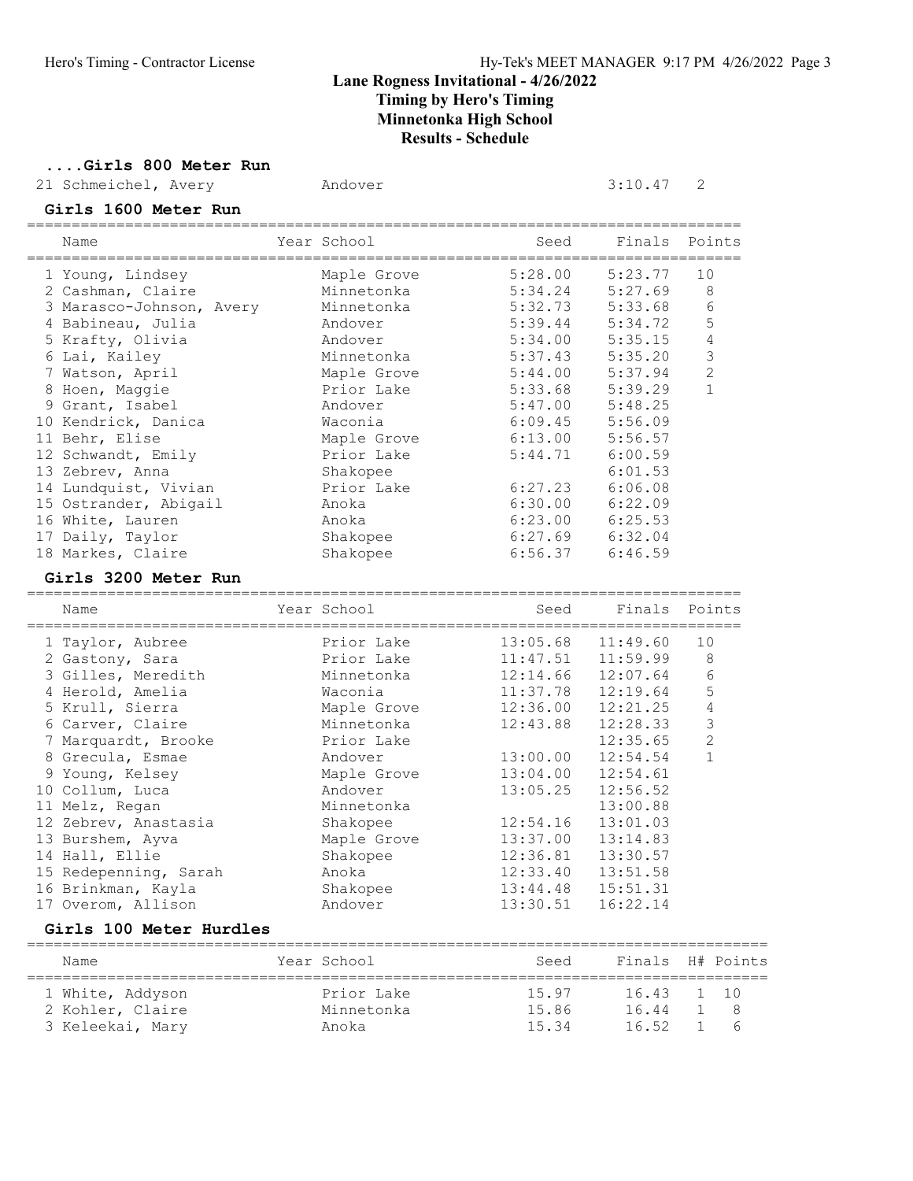# Lane Rogness Invitational - 4/26/2022

## Timing by Hero's Timing

## Minnetonka High School

## Results - Schedule

### ....Girls 800 Meter Run

| Name | Year | School | Seed | Finals | Points |
|---|---|---|---|---|---|
| 21 Schmeichel, Avery | | Andover | | 3:10.47 | 2 |

### Girls 1600 Meter Run

| Name | Year | School | Seed | Finals | Points |
|---|---|---|---|---|---|
| 1 Young, Lindsey | | Maple Grove | 5:28.00 | 5:23.77 | 10 |
| 2 Cashman, Claire | | Minnetonka | 5:34.24 | 5:27.69 | 8 |
| 3 Marasco-Johnson, Avery | | Minnetonka | 5:32.73 | 5:33.68 | 6 |
| 4 Babineau, Julia | | Andover | 5:39.44 | 5:34.72 | 5 |
| 5 Krafty, Olivia | | Andover | 5:34.00 | 5:35.15 | 4 |
| 6 Lai, Kailey | | Minnetonka | 5:37.43 | 5:35.20 | 3 |
| 7 Watson, April | | Maple Grove | 5:44.00 | 5:37.94 | 2 |
| 8 Hoen, Maggie | | Prior Lake | 5:33.68 | 5:39.29 | 1 |
| 9 Grant, Isabel | | Andover | 5:47.00 | 5:48.25 | |
| 10 Kendrick, Danica | | Waconia | 6:09.45 | 5:56.09 | |
| 11 Behr, Elise | | Maple Grove | 6:13.00 | 5:56.57 | |
| 12 Schwandt, Emily | | Prior Lake | 5:44.71 | 6:00.59 | |
| 13 Zebrev, Anna | | Shakopee | | 6:01.53 | |
| 14 Lundquist, Vivian | | Prior Lake | 6:27.23 | 6:06.08 | |
| 15 Ostrander, Abigail | | Anoka | 6:30.00 | 6:22.09 | |
| 16 White, Lauren | | Anoka | 6:23.00 | 6:25.53 | |
| 17 Daily, Taylor | | Shakopee | 6:27.69 | 6:32.04 | |
| 18 Markes, Claire | | Shakopee | 6:56.37 | 6:46.59 | |

### Girls 3200 Meter Run

| Name | Year | School | Seed | Finals | Points |
|---|---|---|---|---|---|
| 1 Taylor, Aubree | | Prior Lake | 13:05.68 | 11:49.60 | 10 |
| 2 Gastony, Sara | | Prior Lake | 11:47.51 | 11:59.99 | 8 |
| 3 Gilles, Meredith | | Minnetonka | 12:14.66 | 12:07.64 | 6 |
| 4 Herold, Amelia | | Waconia | 11:37.78 | 12:19.64 | 5 |
| 5 Krull, Sierra | | Maple Grove | 12:36.00 | 12:21.25 | 4 |
| 6 Carver, Claire | | Minnetonka | 12:43.88 | 12:28.33 | 3 |
| 7 Marquardt, Brooke | | Prior Lake | | 12:35.65 | 2 |
| 8 Grecula, Esmae | | Andover | 13:00.00 | 12:54.54 | 1 |
| 9 Young, Kelsey | | Maple Grove | 13:04.00 | 12:54.61 | |
| 10 Collum, Luca | | Andover | 13:05.25 | 12:56.52 | |
| 11 Melz, Regan | | Minnetonka | | 13:00.88 | |
| 12 Zebrev, Anastasia | | Shakopee | 12:54.16 | 13:01.03 | |
| 13 Burshem, Ayva | | Maple Grove | 13:37.00 | 13:14.83 | |
| 14 Hall, Ellie | | Shakopee | 12:36.81 | 13:30.57 | |
| 15 Redepenning, Sarah | | Anoka | 12:33.40 | 13:51.58 | |
| 16 Brinkman, Kayla | | Shakopee | 13:44.48 | 15:51.31 | |
| 17 Overom, Allison | | Andover | 13:30.51 | 16:22.14 | |

### Girls 100 Meter Hurdles

| Name | Year | School | Seed | Finals | H# | Points |
|---|---|---|---|---|---|---|
| 1 White, Addyson | | Prior Lake | 15.97 | 16.43 | 1 | 10 |
| 2 Kohler, Claire | | Minnetonka | 15.86 | 16.44 | 1 | 8 |
| 3 Keleekai, Mary | | Anoka | 15.34 | 16.52 | 1 | 6 |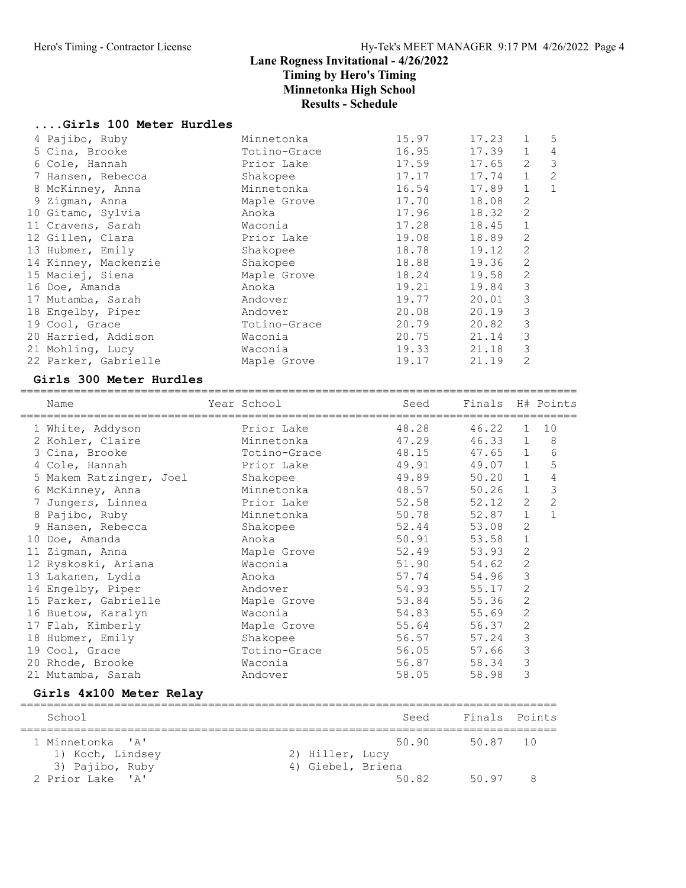# Lane Rogness Invitational - 4/26/2022

## Timing by Hero's Timing

## Minnetonka High School

## Results - Schedule

### ....Girls 100 Meter Hurdles

| Name | Year School | Seed | Finals | H# | Points |
|---|---|---|---|---|---|
| 4 Pajibo, Ruby | Minnetonka | 15.97 | 17.23 | 1 | 5 |
| 5 Cina, Brooke | Totino-Grace | 16.95 | 17.39 | 1 | 4 |
| 6 Cole, Hannah | Prior Lake | 17.59 | 17.65 | 2 | 3 |
| 7 Hansen, Rebecca | Shakopee | 17.17 | 17.74 | 1 | 2 |
| 8 McKinney, Anna | Minnetonka | 16.54 | 17.89 | 1 | 1 |
| 9 Zigman, Anna | Maple Grove | 17.70 | 18.08 | 2 | |
| 10 Gitamo, Sylvia | Anoka | 17.96 | 18.32 | 2 | |
| 11 Cravens, Sarah | Waconia | 17.28 | 18.45 | 1 | |
| 12 Gillen, Clara | Prior Lake | 19.08 | 18.89 | 2 | |
| 13 Hubmer, Emily | Shakopee | 18.78 | 19.12 | 2 | |
| 14 Kinney, Mackenzie | Shakopee | 18.88 | 19.36 | 2 | |
| 15 Maciej, Siena | Maple Grove | 18.24 | 19.58 | 2 | |
| 16 Doe, Amanda | Anoka | 19.21 | 19.84 | 3 | |
| 17 Mutamba, Sarah | Andover | 19.77 | 20.01 | 3 | |
| 18 Engelby, Piper | Andover | 20.08 | 20.19 | 3 | |
| 19 Cool, Grace | Totino-Grace | 20.79 | 20.82 | 3 | |
| 20 Harried, Addison | Waconia | 20.75 | 21.14 | 3 | |
| 21 Mohling, Lucy | Waconia | 19.33 | 21.18 | 3 | |
| 22 Parker, Gabrielle | Maple Grove | 19.17 | 21.19 | 2 | |

### Girls 300 Meter Hurdles

| Name | Year School | Seed | Finals | H# | Points |
|---|---|---|---|---|---|
| 1 White, Addyson | Prior Lake | 48.28 | 46.22 | 1 | 10 |
| 2 Kohler, Claire | Minnetonka | 47.29 | 46.33 | 1 | 8 |
| 3 Cina, Brooke | Totino-Grace | 48.15 | 47.65 | 1 | 6 |
| 4 Cole, Hannah | Prior Lake | 49.91 | 49.07 | 1 | 5 |
| 5 Makem Ratzinger, Joel | Shakopee | 49.89 | 50.20 | 1 | 4 |
| 6 McKinney, Anna | Minnetonka | 48.57 | 50.26 | 1 | 3 |
| 7 Jungers, Linnea | Prior Lake | 52.58 | 52.12 | 2 | 2 |
| 8 Pajibo, Ruby | Minnetonka | 50.78 | 52.87 | 1 | 1 |
| 9 Hansen, Rebecca | Shakopee | 52.44 | 53.08 | 2 | |
| 10 Doe, Amanda | Anoka | 50.91 | 53.58 | 1 | |
| 11 Zigman, Anna | Maple Grove | 52.49 | 53.93 | 2 | |
| 12 Ryskoski, Ariana | Waconia | 51.90 | 54.62 | 2 | |
| 13 Lakanen, Lydia | Anoka | 57.74 | 54.96 | 3 | |
| 14 Engelby, Piper | Andover | 54.93 | 55.17 | 2 | |
| 15 Parker, Gabrielle | Maple Grove | 53.84 | 55.36 | 2 | |
| 16 Buetow, Karalyn | Waconia | 54.83 | 55.69 | 2 | |
| 17 Flah, Kimberly | Maple Grove | 55.64 | 56.37 | 2 | |
| 18 Hubmer, Emily | Shakopee | 56.57 | 57.24 | 3 | |
| 19 Cool, Grace | Totino-Grace | 56.05 | 57.66 | 3 | |
| 20 Rhode, Brooke | Waconia | 56.87 | 58.34 | 3 | |
| 21 Mutamba, Sarah | Andover | 58.05 | 58.98 | 3 | |

### Girls 4x100 Meter Relay

| School | Seed | Finals | Points |
|---|---|---|---|
| 1 Minnetonka 'A' | 50.90 | 50.87 | 10 |
| 1) Koch, Lindsey; 2) Hiller, Lucy; 3) Pajibo, Ruby; 4) Giebel, Briena | | | |
| 2 Prior Lake 'A' | 50.82 | 50.97 | 8 |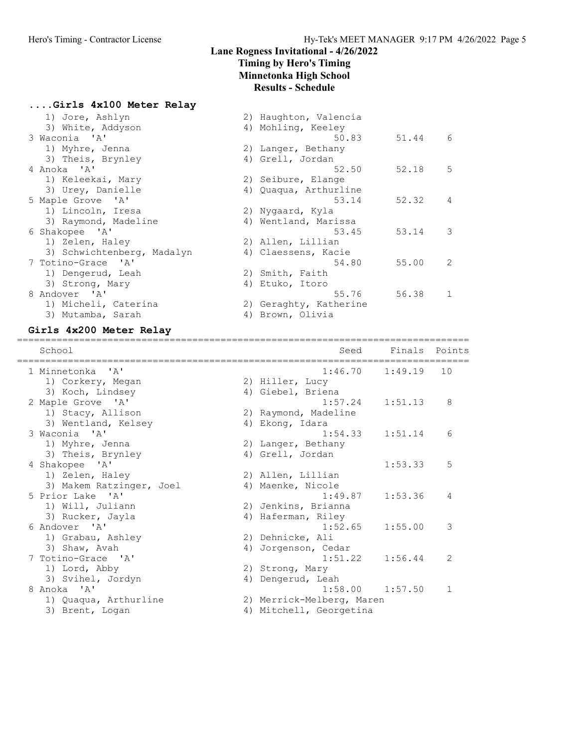## Lane Rogness Invitational - 4/26/2022

**Timing by Hero's Timing**
**Minnetonka High School**
**Results - Schedule**

### ....Girls 4x100 Meter Relay

```
   1) Jore, Ashlyn                   2) Haughton, Valencia
   3) White, Addyson                 4) Mohling, Keeley
 3 Waconia  'A'                                50.83      51.44    6
   1) Myhre, Jenna                   2) Langer, Bethany
   3) Theis, Brynley                 4) Grell, Jordan
 4 Anoka  'A'                                  52.50      52.18    5
   1) Keleekai, Mary                 2) Seibure, Elange
   3) Urey, Danielle                 4) Quaqua, Arthurline
 5 Maple Grove  'A'                            53.14      52.32    4
   1) Lincoln, Iresa                 2) Nygaard, Kyla
   3) Raymond, Madeline              4) Wentland, Marissa
 6 Shakopee  'A'                               53.45      53.14    3
   1) Zelen, Haley                   2) Allen, Lillian
   3) Schwichtenberg, Madalyn        4) Claessens, Kacie
 7 Totino-Grace  'A'                           54.80      55.00    2
   1) Dengerud, Leah                 2) Smith, Faith
   3) Strong, Mary                   4) Etuko, Itoro
 8 Andover  'A'                                55.76      56.38    1
   1) Micheli, Caterina              2) Geraghty, Katherine
   3) Mutamba, Sarah                 4) Brown, Olivia
```

### Girls 4x200 Meter Relay

```
============================================================================
   School                                        Seed     Finals  Points
============================================================================
 1 Minnetonka  'A'                             1:46.70    1:49.19   10
   1) Corkery, Megan                 2) Hiller, Lucy
   3) Koch, Lindsey                  4) Giebel, Briena
 2 Maple Grove  'A'                            1:57.24    1:51.13    8
   1) Stacy, Allison                 2) Raymond, Madeline
   3) Wentland, Kelsey               4) Ekong, Idara
 3 Waconia  'A'                                1:54.33    1:51.14    6
   1) Myhre, Jenna                   2) Langer, Bethany
   3) Theis, Brynley                 4) Grell, Jordan
 4 Shakopee  'A'                                          1:53.33    5
   1) Zelen, Haley                   2) Allen, Lillian
   3) Makem Ratzinger, Joel          4) Maenke, Nicole
 5 Prior Lake  'A'                             1:49.87    1:53.36    4
   1) Will, Juliann                  2) Jenkins, Brianna
   3) Rucker, Jayla                  4) Haferman, Riley
 6 Andover  'A'                                1:52.65    1:55.00    3
   1) Grabau, Ashley                 2) Dehnicke, Ali
   3) Shaw, Avah                     4) Jorgenson, Cedar
 7 Totino-Grace  'A'                           1:51.22    1:56.44    2
   1) Lord, Abby                     2) Strong, Mary
   3) Svihel, Jordyn                 4) Dengerud, Leah
 8 Anoka  'A'                                  1:58.00    1:57.50    1
   1) Quaqua, Arthurline             2) Merrick-Melberg, Maren
   3) Brent, Logan                   4) Mitchell, Georgetina
```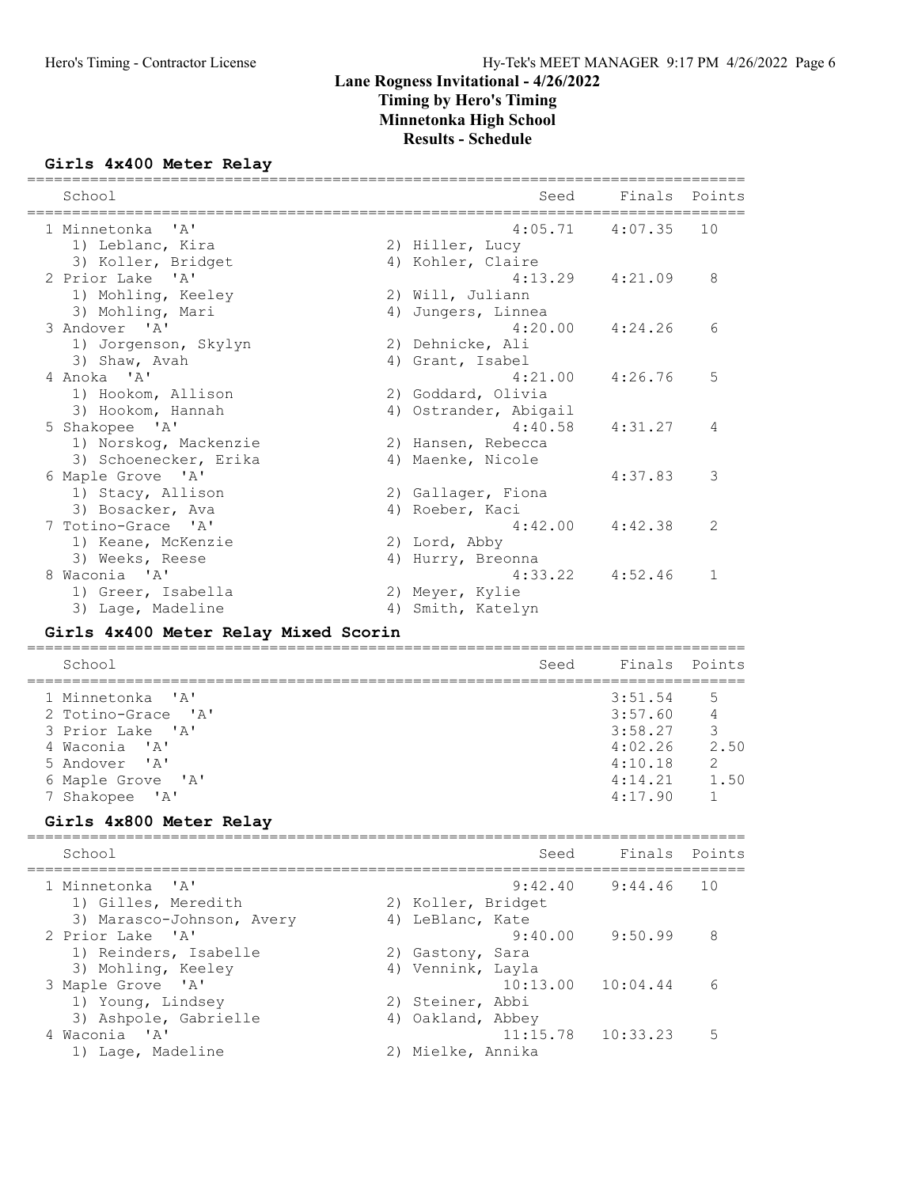# Lane Rogness Invitational - 4/26/2022

## Timing by Hero's Timing

## Minnetonka High School

## Results - Schedule

### Girls 4x400 Meter Relay

| School | Seed | Finals | Points |
|---|---|---|---|
| 1 Minnetonka 'A' | 4:05.71 | 4:07.35 | 10 |
| 1) Leblanc, Kira; 2) Hiller, Lucy; 3) Koller, Bridget; 4) Kohler, Claire | | | |
| 2 Prior Lake 'A' | 4:13.29 | 4:21.09 | 8 |
| 1) Mohling, Keeley; 2) Will, Juliann; 3) Mohling, Mari; 4) Jungers, Linnea | | | |
| 3 Andover 'A' | 4:20.00 | 4:24.26 | 6 |
| 1) Jorgenson, Skylyn; 2) Dehnicke, Ali; 3) Shaw, Avah; 4) Grant, Isabel | | | |
| 4 Anoka 'A' | 4:21.00 | 4:26.76 | 5 |
| 1) Hookom, Allison; 2) Goddard, Olivia; 3) Hookom, Hannah; 4) Ostrander, Abigail | | | |
| 5 Shakopee 'A' | 4:40.58 | 4:31.27 | 4 |
| 1) Norskog, Mackenzie; 2) Hansen, Rebecca; 3) Schoenecker, Erika; 4) Maenke, Nicole | | | |
| 6 Maple Grove 'A' | | 4:37.83 | 3 |
| 1) Stacy, Allison; 2) Gallager, Fiona; 3) Bosacker, Ava; 4) Roeber, Kaci | | | |
| 7 Totino-Grace 'A' | 4:42.00 | 4:42.38 | 2 |
| 1) Keane, McKenzie; 2) Lord, Abby; 3) Weeks, Reese; 4) Hurry, Breonna | | | |
| 8 Waconia 'A' | 4:33.22 | 4:52.46 | 1 |
| 1) Greer, Isabella; 2) Meyer, Kylie; 3) Lage, Madeline; 4) Smith, Katelyn | | | |

### Girls 4x400 Meter Relay Mixed Scorin

| School | Seed | Finals | Points |
|---|---|---|---|
| 1 Minnetonka 'A' | | 3:51.54 | 5 |
| 2 Totino-Grace 'A' | | 3:57.60 | 4 |
| 3 Prior Lake 'A' | | 3:58.27 | 3 |
| 4 Waconia 'A' | | 4:02.26 | 2.50 |
| 5 Andover 'A' | | 4:10.18 | 2 |
| 6 Maple Grove 'A' | | 4:14.21 | 1.50 |
| 7 Shakopee 'A' | | 4:17.90 | 1 |

### Girls 4x800 Meter Relay

| School | Seed | Finals | Points |
|---|---|---|---|
| 1 Minnetonka 'A' | 9:42.40 | 9:44.46 | 10 |
| 1) Gilles, Meredith; 2) Koller, Bridget; 3) Marasco-Johnson, Avery; 4) LeBlanc, Kate | | | |
| 2 Prior Lake 'A' | 9:40.00 | 9:50.99 | 8 |
| 1) Reinders, Isabelle; 2) Gastony, Sara; 3) Mohling, Keeley; 4) Vennink, Layla | | | |
| 3 Maple Grove 'A' | 10:13.00 | 10:04.44 | 6 |
| 1) Young, Lindsey; 2) Steiner, Abbi; 3) Ashpole, Gabrielle; 4) Oakland, Abbey | | | |
| 4 Waconia 'A' | 11:15.78 | 10:33.23 | 5 |
| 1) Lage, Madeline; 2) Mielke, Annika | | | |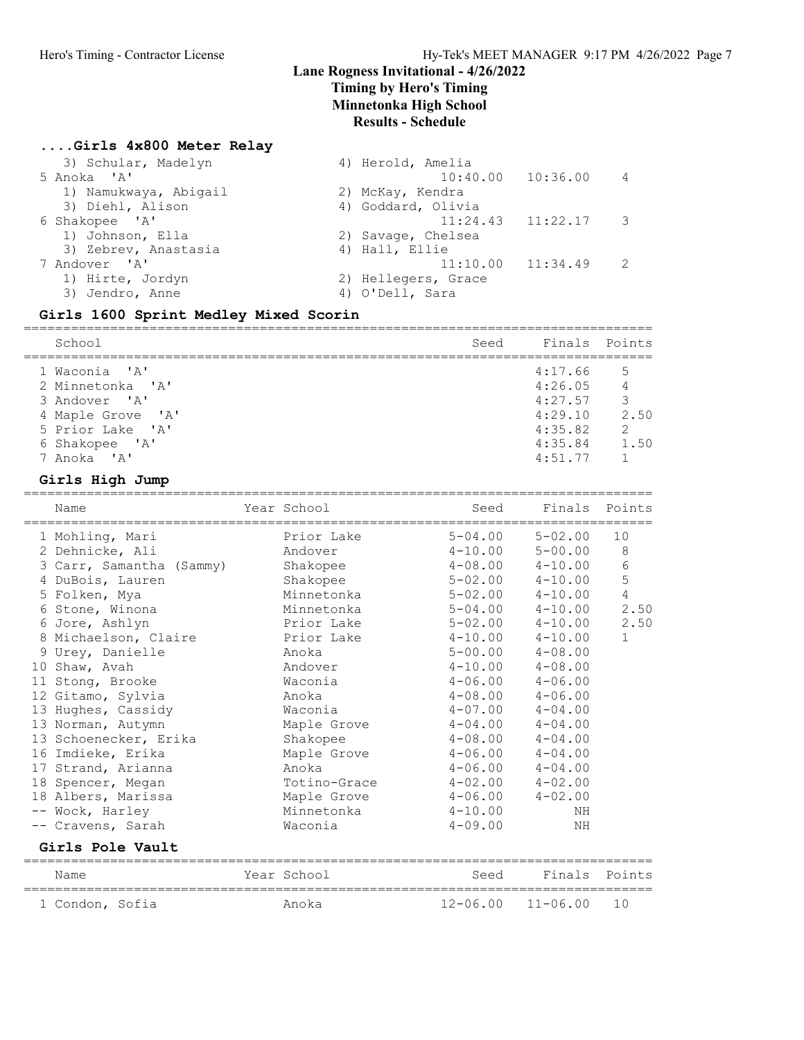## Lane Rogness Invitational - 4/26/2022
### Timing by Hero's Timing
### Minnetonka High School
### Results - Schedule

#### ....Girls 4x800 Meter Relay

| School | Seed | Finals | Points |
|---|---|---|---|
| 3) Schular, Madelyn — 4) Herold, Amelia | | | |
| 5 Anoka 'A' | 10:40.00 | 10:36.00 | 4 |
| 1) Namukwaya, Abigail — 2) McKay, Kendra | | | |
| 3) Diehl, Alison — 4) Goddard, Olivia | | | |
| 6 Shakopee 'A' | 11:24.43 | 11:22.17 | 3 |
| 1) Johnson, Ella — 2) Savage, Chelsea | | | |
| 3) Zebrev, Anastasia — 4) Hall, Ellie | | | |
| 7 Andover 'A' | 11:10.00 | 11:34.49 | 2 |
| 1) Hirte, Jordyn — 2) Hellegers, Grace | | | |
| 3) Jendro, Anne — 4) O'Dell, Sara | | | |

#### Girls 1600 Sprint Medley Mixed Scorin

| School | Seed | Finals | Points |
|---|---|---|---|
| 1 Waconia 'A' | | 4:17.66 | 5 |
| 2 Minnetonka 'A' | | 4:26.05 | 4 |
| 3 Andover 'A' | | 4:27.57 | 3 |
| 4 Maple Grove 'A' | | 4:29.10 | 2.50 |
| 5 Prior Lake 'A' | | 4:35.82 | 2 |
| 6 Shakopee 'A' | | 4:35.84 | 1.50 |
| 7 Anoka 'A' | | 4:51.77 | 1 |

#### Girls High Jump

| Name | Year School | Seed | Finals | Points |
|---|---|---|---|---|
| 1 Mohling, Mari | Prior Lake | 5-04.00 | 5-02.00 | 10 |
| 2 Dehnicke, Ali | Andover | 4-10.00 | 5-00.00 | 8 |
| 3 Carr, Samantha (Sammy) | Shakopee | 4-08.00 | 4-10.00 | 6 |
| 4 DuBois, Lauren | Shakopee | 5-02.00 | 4-10.00 | 5 |
| 5 Folken, Mya | Minnetonka | 5-02.00 | 4-10.00 | 4 |
| 6 Stone, Winona | Minnetonka | 5-04.00 | 4-10.00 | 2.50 |
| 6 Jore, Ashlyn | Prior Lake | 5-02.00 | 4-10.00 | 2.50 |
| 8 Michaelson, Claire | Prior Lake | 4-10.00 | 4-10.00 | 1 |
| 9 Urey, Danielle | Anoka | 5-00.00 | 4-08.00 | |
| 10 Shaw, Avah | Andover | 4-10.00 | 4-08.00 | |
| 11 Stong, Brooke | Waconia | 4-06.00 | 4-06.00 | |
| 12 Gitamo, Sylvia | Anoka | 4-08.00 | 4-06.00 | |
| 13 Hughes, Cassidy | Waconia | 4-07.00 | 4-04.00 | |
| 13 Norman, Autymn | Maple Grove | 4-04.00 | 4-04.00 | |
| 13 Schoenecker, Erika | Shakopee | 4-08.00 | 4-04.00 | |
| 16 Imdieke, Erika | Maple Grove | 4-06.00 | 4-04.00 | |
| 17 Strand, Arianna | Anoka | 4-06.00 | 4-04.00 | |
| 18 Spencer, Megan | Totino-Grace | 4-02.00 | 4-02.00 | |
| 18 Albers, Marissa | Maple Grove | 4-06.00 | 4-02.00 | |
| -- Wock, Harley | Minnetonka | 4-10.00 | NH | |
| -- Cravens, Sarah | Waconia | 4-09.00 | NH | |

#### Girls Pole Vault

| Name | Year School | Seed | Finals | Points |
|---|---|---|---|---|
| 1 Condon, Sofia | Anoka | 12-06.00 | 11-06.00 | 10 |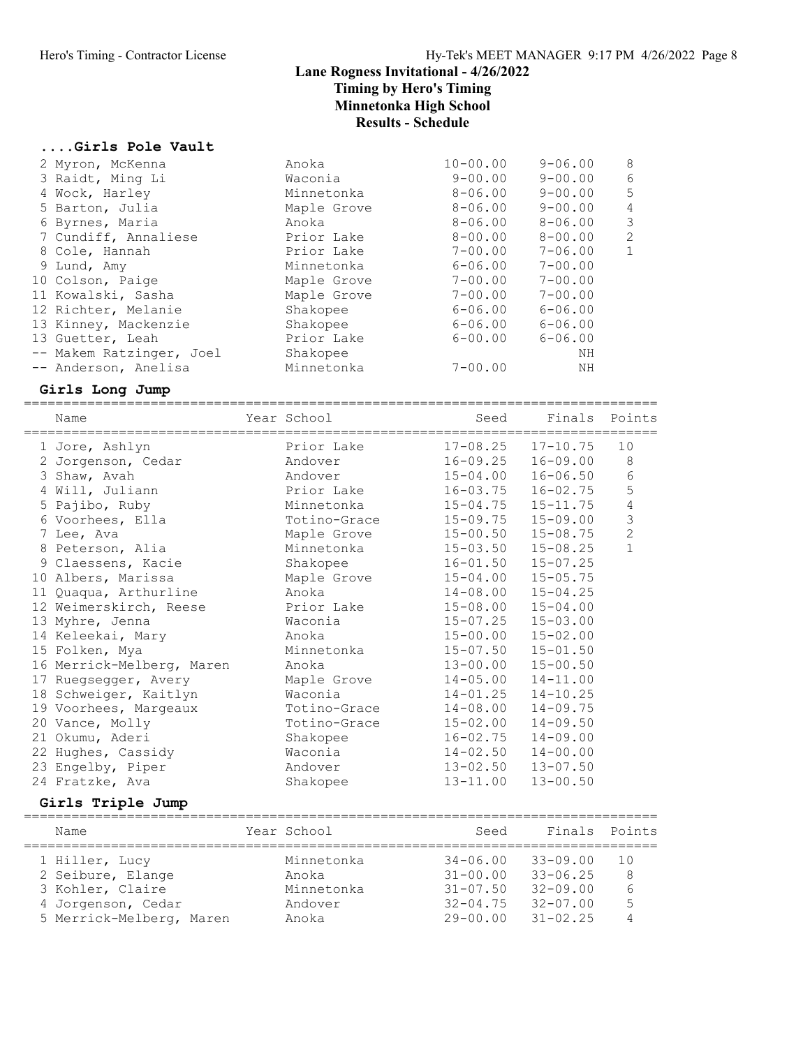## Lane Rogness Invitational - 4/26/2022

**Timing by Hero's Timing**
**Minnetonka High School**
**Results - Schedule**

### ....Girls Pole Vault

| Name | Year School | Seed | Finals | Points |
|---|---|---|---|---|
| 2 Myron, McKenna | Anoka | 10-00.00 | 9-06.00 | 8 |
| 3 Raidt, Ming Li | Waconia | 9-00.00 | 9-00.00 | 6 |
| 4 Wock, Harley | Minnetonka | 8-06.00 | 9-00.00 | 5 |
| 5 Barton, Julia | Maple Grove | 8-06.00 | 9-00.00 | 4 |
| 6 Byrnes, Maria | Anoka | 8-06.00 | 8-06.00 | 3 |
| 7 Cundiff, Annaliese | Prior Lake | 8-00.00 | 8-00.00 | 2 |
| 8 Cole, Hannah | Prior Lake | 7-00.00 | 7-06.00 | 1 |
| 9 Lund, Amy | Minnetonka | 6-06.00 | 7-00.00 | |
| 10 Colson, Paige | Maple Grove | 7-00.00 | 7-00.00 | |
| 11 Kowalski, Sasha | Maple Grove | 7-00.00 | 7-00.00 | |
| 12 Richter, Melanie | Shakopee | 6-06.00 | 6-06.00 | |
| 13 Kinney, Mackenzie | Shakopee | 6-06.00 | 6-06.00 | |
| 13 Guetter, Leah | Prior Lake | 6-00.00 | 6-06.00 | |
| -- Makem Ratzinger, Joel | Shakopee | | NH | |
| -- Anderson, Anelisa | Minnetonka | 7-00.00 | NH | |

### Girls Long Jump

| Name | Year School | Seed | Finals | Points |
|---|---|---|---|---|
| 1 Jore, Ashlyn | Prior Lake | 17-08.25 | 17-10.75 | 10 |
| 2 Jorgenson, Cedar | Andover | 16-09.25 | 16-09.00 | 8 |
| 3 Shaw, Avah | Andover | 15-04.00 | 16-06.50 | 6 |
| 4 Will, Juliann | Prior Lake | 16-03.75 | 16-02.75 | 5 |
| 5 Pajibo, Ruby | Minnetonka | 15-04.75 | 15-11.75 | 4 |
| 6 Voorhees, Ella | Totino-Grace | 15-09.75 | 15-09.00 | 3 |
| 7 Lee, Ava | Maple Grove | 15-00.50 | 15-08.75 | 2 |
| 8 Peterson, Alia | Minnetonka | 15-03.50 | 15-08.25 | 1 |
| 9 Claessens, Kacie | Shakopee | 16-01.50 | 15-07.25 | |
| 10 Albers, Marissa | Maple Grove | 15-04.00 | 15-05.75 | |
| 11 Quaqua, Arthurline | Anoka | 14-08.00 | 15-04.25 | |
| 12 Weimerskirch, Reese | Prior Lake | 15-08.00 | 15-04.00 | |
| 13 Myhre, Jenna | Waconia | 15-07.25 | 15-03.00 | |
| 14 Keleekai, Mary | Anoka | 15-00.00 | 15-02.00 | |
| 15 Folken, Mya | Minnetonka | 15-07.50 | 15-01.50 | |
| 16 Merrick-Melberg, Maren | Anoka | 13-00.00 | 15-00.50 | |
| 17 Ruegsegger, Avery | Maple Grove | 14-05.00 | 14-11.00 | |
| 18 Schweiger, Kaitlyn | Waconia | 14-01.25 | 14-10.25 | |
| 19 Voorhees, Margeaux | Totino-Grace | 14-08.00 | 14-09.75 | |
| 20 Vance, Molly | Totino-Grace | 15-02.00 | 14-09.50 | |
| 21 Okumu, Aderi | Shakopee | 16-02.75 | 14-09.00 | |
| 22 Hughes, Cassidy | Waconia | 14-02.50 | 14-00.00 | |
| 23 Engelby, Piper | Andover | 13-02.50 | 13-07.50 | |
| 24 Fratzke, Ava | Shakopee | 13-11.00 | 13-00.50 | |

### Girls Triple Jump

| Name | Year School | Seed | Finals | Points |
|---|---|---|---|---|
| 1 Hiller, Lucy | Minnetonka | 34-06.00 | 33-09.00 | 10 |
| 2 Seibure, Elange | Anoka | 31-00.00 | 33-06.25 | 8 |
| 3 Kohler, Claire | Minnetonka | 31-07.50 | 32-09.00 | 6 |
| 4 Jorgenson, Cedar | Andover | 32-04.75 | 32-07.00 | 5 |
| 5 Merrick-Melberg, Maren | Anoka | 29-00.00 | 31-02.25 | 4 |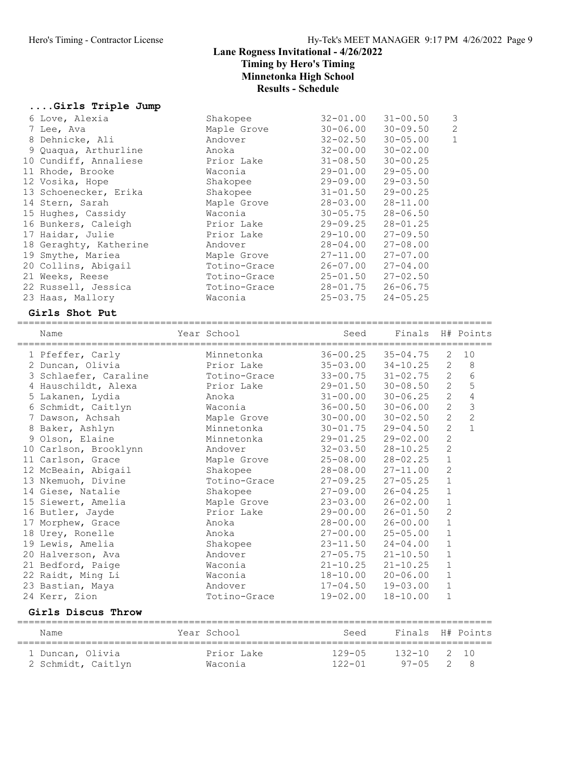# Lane Rogness Invitational - 4/26/2022
## Timing by Hero's Timing
## Minnetonka High School
## Results - Schedule

### ....Girls Triple Jump

| Name | School | Seed | Finals | Points |
|---|---|---|---|---|
| 6 Love, Alexia | Shakopee | 32-01.00 | 31-00.50 | 3 |
| 7 Lee, Ava | Maple Grove | 30-06.00 | 30-09.50 | 2 |
| 8 Dehnicke, Ali | Andover | 32-02.50 | 30-05.00 | 1 |
| 9 Quaqua, Arthurline | Anoka | 32-00.00 | 30-02.00 | |
| 10 Cundiff, Annaliese | Prior Lake | 31-08.50 | 30-00.25 | |
| 11 Rhode, Brooke | Waconia | 29-01.00 | 29-05.00 | |
| 12 Vosika, Hope | Shakopee | 29-09.00 | 29-03.50 | |
| 13 Schoenecker, Erika | Shakopee | 31-01.50 | 29-00.25 | |
| 14 Stern, Sarah | Maple Grove | 28-03.00 | 28-11.00 | |
| 15 Hughes, Cassidy | Waconia | 30-05.75 | 28-06.50 | |
| 16 Bunkers, Caleigh | Prior Lake | 29-09.25 | 28-01.25 | |
| 17 Haidar, Julie | Prior Lake | 29-10.00 | 27-09.50 | |
| 18 Geraghty, Katherine | Andover | 28-04.00 | 27-08.00 | |
| 19 Smythe, Mariea | Maple Grove | 27-11.00 | 27-07.00 | |
| 20 Collins, Abigail | Totino-Grace | 26-07.00 | 27-04.00 | |
| 21 Weeks, Reese | Totino-Grace | 25-01.50 | 27-02.50 | |
| 22 Russell, Jessica | Totino-Grace | 28-01.75 | 26-06.75 | |
| 23 Haas, Mallory | Waconia | 25-03.75 | 24-05.25 | |

### Girls Shot Put

| Name | Year School | Seed | Finals | H# | Points |
|---|---|---|---|---|---|
| 1 Pfeffer, Carly | Minnetonka | 36-00.25 | 35-04.75 | 2 | 10 |
| 2 Duncan, Olivia | Prior Lake | 35-03.00 | 34-10.25 | 2 | 8 |
| 3 Schlaefer, Caraline | Totino-Grace | 33-00.75 | 31-02.75 | 2 | 6 |
| 4 Hauschildt, Alexa | Prior Lake | 29-01.50 | 30-08.50 | 2 | 5 |
| 5 Lakanen, Lydia | Anoka | 31-00.00 | 30-06.25 | 2 | 4 |
| 6 Schmidt, Caitlyn | Waconia | 36-00.50 | 30-06.00 | 2 | 3 |
| 7 Dawson, Achsah | Maple Grove | 30-00.00 | 30-02.50 | 2 | 2 |
| 8 Baker, Ashlyn | Minnetonka | 30-01.75 | 29-04.50 | 2 | 1 |
| 9 Olson, Elaine | Minnetonka | 29-01.25 | 29-02.00 | 2 | |
| 10 Carlson, Brooklynn | Andover | 32-03.50 | 28-10.25 | 2 | |
| 11 Carlson, Grace | Maple Grove | 25-08.00 | 28-02.25 | 1 | |
| 12 McBeain, Abigail | Shakopee | 28-08.00 | 27-11.00 | 2 | |
| 13 Nkemuoh, Divine | Totino-Grace | 27-09.25 | 27-05.25 | 1 | |
| 14 Giese, Natalie | Shakopee | 27-09.00 | 26-04.25 | 1 | |
| 15 Siewert, Amelia | Maple Grove | 23-03.00 | 26-02.00 | 1 | |
| 16 Butler, Jayde | Prior Lake | 29-00.00 | 26-01.50 | 2 | |
| 17 Morphew, Grace | Anoka | 28-00.00 | 26-00.00 | 1 | |
| 18 Urey, Ronelle | Anoka | 27-00.00 | 25-05.00 | 1 | |
| 19 Lewis, Amelia | Shakopee | 23-11.50 | 24-04.00 | 1 | |
| 20 Halverson, Ava | Andover | 27-05.75 | 21-10.50 | 1 | |
| 21 Bedford, Paige | Waconia | 21-10.25 | 21-10.25 | 1 | |
| 22 Raidt, Ming Li | Waconia | 18-10.00 | 20-06.00 | 1 | |
| 23 Bastian, Maya | Andover | 17-04.50 | 19-03.00 | 1 | |
| 24 Kerr, Zion | Totino-Grace | 19-02.00 | 18-10.00 | 1 | |

### Girls Discus Throw

| Name | Year School | Seed | Finals | H# | Points |
|---|---|---|---|---|---|
| 1 Duncan, Olivia | Prior Lake | 129-05 | 132-10 | 2 | 10 |
| 2 Schmidt, Caitlyn | Waconia | 122-01 | 97-05 | 2 | 8 |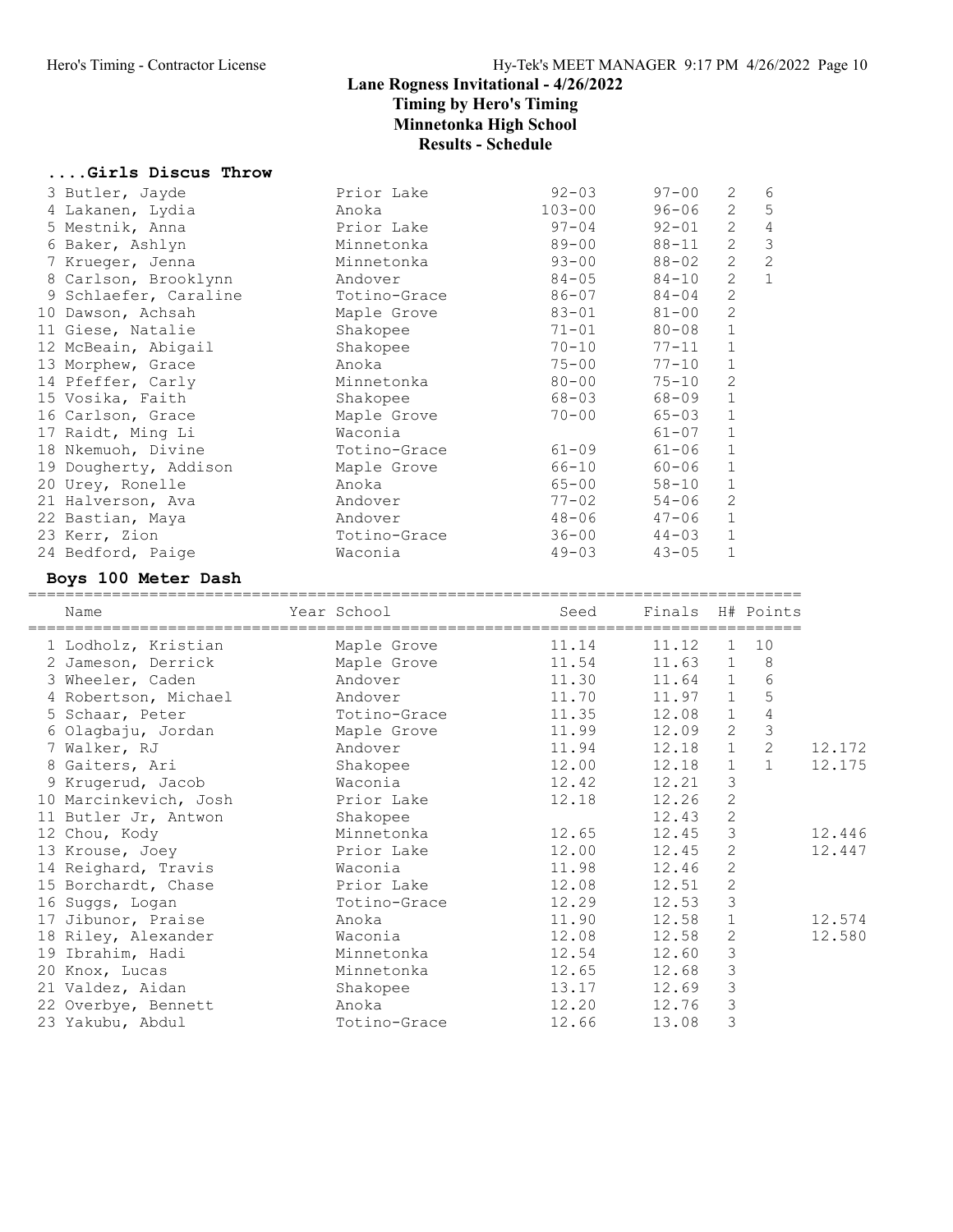## Lane Rogness Invitational - 4/26/2022

### Timing by Hero's Timing

### Minnetonka High School

### Results - Schedule

### ....Girls Discus Throw

| Place | Name | School | Seed | Finals | H# | Points |
|---|---|---|---|---|---|---|
| 3 | Butler, Jayde | Prior Lake | 92-03 | 97-00 | 2 | 6 |
| 4 | Lakanen, Lydia | Anoka | 103-00 | 96-06 | 2 | 5 |
| 5 | Mestnik, Anna | Prior Lake | 97-04 | 92-01 | 2 | 4 |
| 6 | Baker, Ashlyn | Minnetonka | 89-00 | 88-11 | 2 | 3 |
| 7 | Krueger, Jenna | Minnetonka | 93-00 | 88-02 | 2 | 2 |
| 8 | Carlson, Brooklynn | Andover | 84-05 | 84-10 | 2 | 1 |
| 9 | Schlaefer, Caraline | Totino-Grace | 86-07 | 84-04 | 2 | |
| 10 | Dawson, Achsah | Maple Grove | 83-01 | 81-00 | 2 | |
| 11 | Giese, Natalie | Shakopee | 71-01 | 80-08 | 1 | |
| 12 | McBeain, Abigail | Shakopee | 70-10 | 77-11 | 1 | |
| 13 | Morphew, Grace | Anoka | 75-00 | 77-10 | 1 | |
| 14 | Pfeffer, Carly | Minnetonka | 80-00 | 75-10 | 2 | |
| 15 | Vosika, Faith | Shakopee | 68-03 | 68-09 | 1 | |
| 16 | Carlson, Grace | Maple Grove | 70-00 | 65-03 | 1 | |
| 17 | Raidt, Ming Li | Waconia | | 61-07 | 1 | |
| 18 | Nkemuoh, Divine | Totino-Grace | 61-09 | 61-06 | 1 | |
| 19 | Dougherty, Addison | Maple Grove | 66-10 | 60-06 | 1 | |
| 20 | Urey, Ronelle | Anoka | 65-00 | 58-10 | 1 | |
| 21 | Halverson, Ava | Andover | 77-02 | 54-06 | 2 | |
| 22 | Bastian, Maya | Andover | 48-06 | 47-06 | 1 | |
| 23 | Kerr, Zion | Totino-Grace | 36-00 | 44-03 | 1 | |
| 24 | Bedford, Paige | Waconia | 49-03 | 43-05 | 1 | |

### Boys 100 Meter Dash

| Place | Name | Year School | Seed | Finals | H# | Points | |
|---|---|---|---|---|---|---|---|
| 1 | Lodholz, Kristian | Maple Grove | 11.14 | 11.12 | 1 | 10 | |
| 2 | Jameson, Derrick | Maple Grove | 11.54 | 11.63 | 1 | 8 | |
| 3 | Wheeler, Caden | Andover | 11.30 | 11.64 | 1 | 6 | |
| 4 | Robertson, Michael | Andover | 11.70 | 11.97 | 1 | 5 | |
| 5 | Schaar, Peter | Totino-Grace | 11.35 | 12.08 | 1 | 4 | |
| 6 | Olagbaju, Jordan | Maple Grove | 11.99 | 12.09 | 2 | 3 | |
| 7 | Walker, RJ | Andover | 11.94 | 12.18 | 1 | 2 | 12.172 |
| 8 | Gaiters, Ari | Shakopee | 12.00 | 12.18 | 1 | 1 | 12.175 |
| 9 | Krugerud, Jacob | Waconia | 12.42 | 12.21 | 3 | | |
| 10 | Marcinkevich, Josh | Prior Lake | 12.18 | 12.26 | 2 | | |
| 11 | Butler Jr, Antwon | Shakopee | | 12.43 | 2 | | |
| 12 | Chou, Kody | Minnetonka | 12.65 | 12.45 | 3 | | 12.446 |
| 13 | Krouse, Joey | Prior Lake | 12.00 | 12.45 | 2 | | 12.447 |
| 14 | Reighard, Travis | Waconia | 11.98 | 12.46 | 2 | | |
| 15 | Borchardt, Chase | Prior Lake | 12.08 | 12.51 | 2 | | |
| 16 | Suggs, Logan | Totino-Grace | 12.29 | 12.53 | 3 | | |
| 17 | Jibunor, Praise | Anoka | 11.90 | 12.58 | 1 | | 12.574 |
| 18 | Riley, Alexander | Waconia | 12.08 | 12.58 | 2 | | 12.580 |
| 19 | Ibrahim, Hadi | Minnetonka | 12.54 | 12.60 | 3 | | |
| 20 | Knox, Lucas | Minnetonka | 12.65 | 12.68 | 3 | | |
| 21 | Valdez, Aidan | Shakopee | 13.17 | 12.69 | 3 | | |
| 22 | Overbye, Bennett | Anoka | 12.20 | 12.76 | 3 | | |
| 23 | Yakubu, Abdul | Totino-Grace | 12.66 | 13.08 | 3 | | |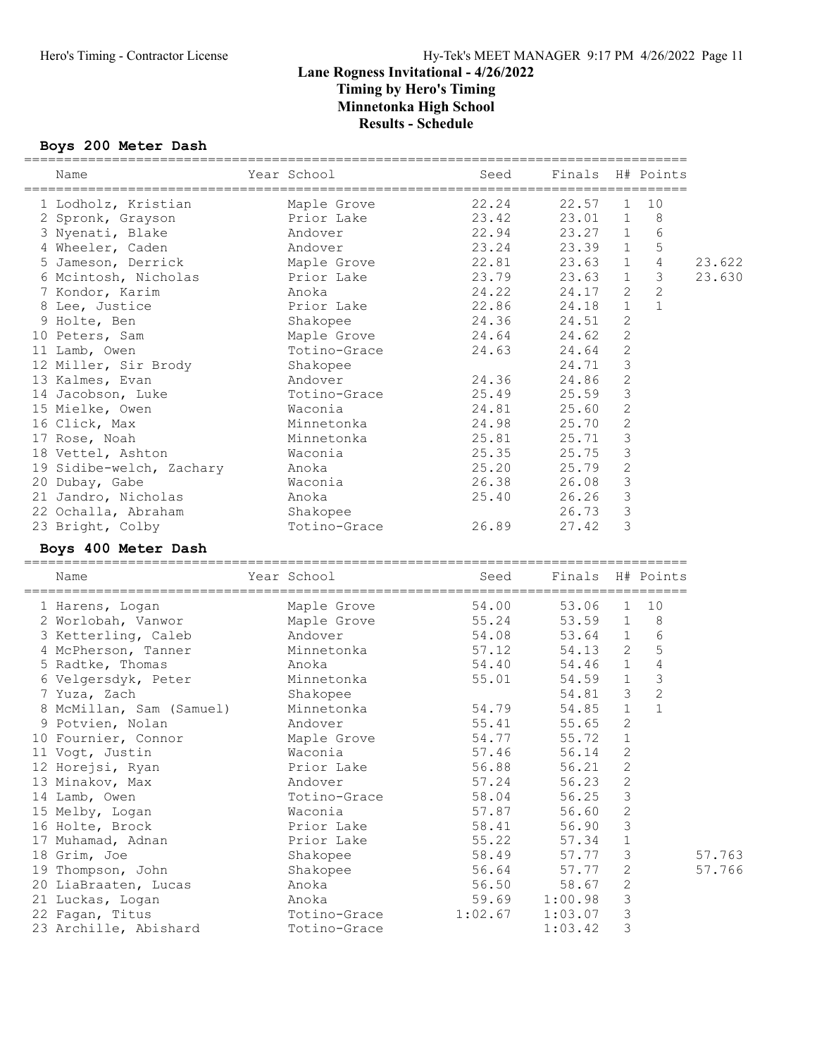# Lane Rogness Invitational - 4/26/2022

## Timing by Hero's Timing

## Minnetonka High School

## Results - Schedule

### Boys 200 Meter Dash

| Name | Year | School | Seed | Finals | H# | Points | |
|---|---|---|---|---|---|---|---|
| 1 Lodholz, Kristian | | Maple Grove | 22.24 | 22.57 | 1 | 10 | |
| 2 Spronk, Grayson | | Prior Lake | 23.42 | 23.01 | 1 | 8 | |
| 3 Nyenati, Blake | | Andover | 22.94 | 23.27 | 1 | 6 | |
| 4 Wheeler, Caden | | Andover | 23.24 | 23.39 | 1 | 5 | |
| 5 Jameson, Derrick | | Maple Grove | 22.81 | 23.63 | 1 | 4 | 23.622 |
| 6 Mcintosh, Nicholas | | Prior Lake | 23.79 | 23.63 | 1 | 3 | 23.630 |
| 7 Kondor, Karim | | Anoka | 24.22 | 24.17 | 2 | 2 | |
| 8 Lee, Justice | | Prior Lake | 22.86 | 24.18 | 1 | 1 | |
| 9 Holte, Ben | | Shakopee | 24.36 | 24.51 | 2 | | |
| 10 Peters, Sam | | Maple Grove | 24.64 | 24.62 | 2 | | |
| 11 Lamb, Owen | | Totino-Grace | 24.63 | 24.64 | 2 | | |
| 12 Miller, Sir Brody | | Shakopee | | 24.71 | 3 | | |
| 13 Kalmes, Evan | | Andover | 24.36 | 24.86 | 2 | | |
| 14 Jacobson, Luke | | Totino-Grace | 25.49 | 25.59 | 3 | | |
| 15 Mielke, Owen | | Waconia | 24.81 | 25.60 | 2 | | |
| 16 Click, Max | | Minnetonka | 24.98 | 25.70 | 2 | | |
| 17 Rose, Noah | | Minnetonka | 25.81 | 25.71 | 3 | | |
| 18 Vettel, Ashton | | Waconia | 25.35 | 25.75 | 3 | | |
| 19 Sidibe-welch, Zachary | | Anoka | 25.20 | 25.79 | 2 | | |
| 20 Dubay, Gabe | | Waconia | 26.38 | 26.08 | 3 | | |
| 21 Jandro, Nicholas | | Anoka | 25.40 | 26.26 | 3 | | |
| 22 Ochalla, Abraham | | Shakopee | | 26.73 | 3 | | |
| 23 Bright, Colby | | Totino-Grace | 26.89 | 27.42 | 3 | | |

### Boys 400 Meter Dash

| Name | Year | School | Seed | Finals | H# | Points | |
|---|---|---|---|---|---|---|---|
| 1 Harens, Logan | | Maple Grove | 54.00 | 53.06 | 1 | 10 | |
| 2 Worlobah, Vanwor | | Maple Grove | 55.24 | 53.59 | 1 | 8 | |
| 3 Ketterling, Caleb | | Andover | 54.08 | 53.64 | 1 | 6 | |
| 4 McPherson, Tanner | | Minnetonka | 57.12 | 54.13 | 2 | 5 | |
| 5 Radtke, Thomas | | Anoka | 54.40 | 54.46 | 1 | 4 | |
| 6 Velgersdyk, Peter | | Minnetonka | 55.01 | 54.59 | 1 | 3 | |
| 7 Yuza, Zach | | Shakopee | | 54.81 | 3 | 2 | |
| 8 McMillan, Sam (Samuel) | | Minnetonka | 54.79 | 54.85 | 1 | 1 | |
| 9 Potvien, Nolan | | Andover | 55.41 | 55.65 | 2 | | |
| 10 Fournier, Connor | | Maple Grove | 54.77 | 55.72 | 1 | | |
| 11 Vogt, Justin | | Waconia | 57.46 | 56.14 | 2 | | |
| 12 Horejsi, Ryan | | Prior Lake | 56.88 | 56.21 | 2 | | |
| 13 Minakov, Max | | Andover | 57.24 | 56.23 | 2 | | |
| 14 Lamb, Owen | | Totino-Grace | 58.04 | 56.25 | 3 | | |
| 15 Melby, Logan | | Waconia | 57.87 | 56.60 | 2 | | |
| 16 Holte, Brock | | Prior Lake | 58.41 | 56.90 | 3 | | |
| 17 Muhamad, Adnan | | Prior Lake | 55.22 | 57.34 | 1 | | |
| 18 Grim, Joe | | Shakopee | 58.49 | 57.77 | 3 | | 57.763 |
| 19 Thompson, John | | Shakopee | 56.64 | 57.77 | 2 | | 57.766 |
| 20 LiaBraaten, Lucas | | Anoka | 56.50 | 58.67 | 2 | | |
| 21 Luckas, Logan | | Anoka | 59.69 | 1:00.98 | 3 | | |
| 22 Fagan, Titus | | Totino-Grace | 1:02.67 | 1:03.07 | 3 | | |
| 23 Archille, Abishard | | Totino-Grace | | 1:03.42 | 3 | | |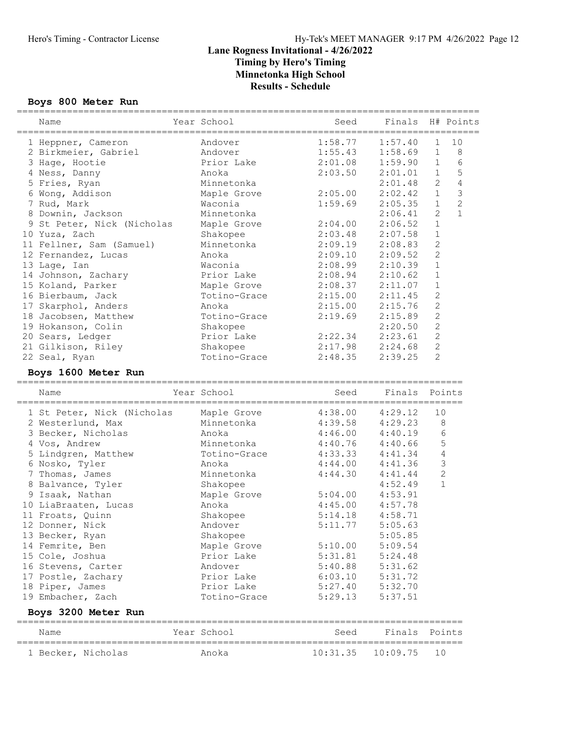# Lane Rogness Invitational - 4/26/2022

**Timing by Hero's Timing**
**Minnetonka High School**
**Results - Schedule**

### Boys 800 Meter Run

| | Name | Year | School | Seed | Finals | H# | Points |
|---|---|---|---|---|---|---|---|
| 1 | Heppner, Cameron | | Andover | 1:58.77 | 1:57.40 | 1 | 10 |
| 2 | Birkmeier, Gabriel | | Andover | 1:55.43 | 1:58.69 | 1 | 8 |
| 3 | Hage, Hootie | | Prior Lake | 2:01.08 | 1:59.90 | 1 | 6 |
| 4 | Ness, Danny | | Anoka | 2:03.50 | 2:01.01 | 1 | 5 |
| 5 | Fries, Ryan | | Minnetonka | | 2:01.48 | 2 | 4 |
| 6 | Wong, Addison | | Maple Grove | 2:05.00 | 2:02.42 | 1 | 3 |
| 7 | Rud, Mark | | Waconia | 1:59.69 | 2:05.35 | 1 | 2 |
| 8 | Downin, Jackson | | Minnetonka | | 2:06.41 | 2 | 1 |
| 9 | St Peter, Nick (Nicholas | | Maple Grove | 2:04.00 | 2:06.52 | 1 | |
| 10 | Yuza, Zach | | Shakopee | 2:03.48 | 2:07.58 | 1 | |
| 11 | Fellner, Sam (Samuel) | | Minnetonka | 2:09.19 | 2:08.83 | 2 | |
| 12 | Fernandez, Lucas | | Anoka | 2:09.10 | 2:09.52 | 2 | |
| 13 | Lage, Ian | | Waconia | 2:08.99 | 2:10.39 | 1 | |
| 14 | Johnson, Zachary | | Prior Lake | 2:08.94 | 2:10.62 | 1 | |
| 15 | Koland, Parker | | Maple Grove | 2:08.37 | 2:11.07 | 1 | |
| 16 | Bierbaum, Jack | | Totino-Grace | 2:15.00 | 2:11.45 | 2 | |
| 17 | Skarphol, Anders | | Anoka | 2:15.00 | 2:15.76 | 2 | |
| 18 | Jacobsen, Matthew | | Totino-Grace | 2:19.69 | 2:15.89 | 2 | |
| 19 | Hokanson, Colin | | Shakopee | | 2:20.50 | 2 | |
| 20 | Sears, Ledger | | Prior Lake | 2:22.34 | 2:23.61 | 2 | |
| 21 | Gilkison, Riley | | Shakopee | 2:17.98 | 2:24.68 | 2 | |
| 22 | Seal, Ryan | | Totino-Grace | 2:48.35 | 2:39.25 | 2 | |

### Boys 1600 Meter Run

| | Name | Year | School | Seed | Finals | Points |
|---|---|---|---|---|---|---|
| 1 | St Peter, Nick (Nicholas | | Maple Grove | 4:38.00 | 4:29.12 | 10 |
| 2 | Westerlund, Max | | Minnetonka | 4:39.58 | 4:29.23 | 8 |
| 3 | Becker, Nicholas | | Anoka | 4:46.00 | 4:40.19 | 6 |
| 4 | Vos, Andrew | | Minnetonka | 4:40.76 | 4:40.66 | 5 |
| 5 | Lindgren, Matthew | | Totino-Grace | 4:33.33 | 4:41.34 | 4 |
| 6 | Nosko, Tyler | | Anoka | 4:44.00 | 4:41.36 | 3 |
| 7 | Thomas, James | | Minnetonka | 4:44.30 | 4:41.44 | 2 |
| 8 | Balvance, Tyler | | Shakopee | | 4:52.49 | 1 |
| 9 | Isaak, Nathan | | Maple Grove | 5:04.00 | 4:53.91 | |
| 10 | LiaBraaten, Lucas | | Anoka | 4:45.00 | 4:57.78 | |
| 11 | Froats, Quinn | | Shakopee | 5:14.18 | 4:58.71 | |
| 12 | Donner, Nick | | Andover | 5:11.77 | 5:05.63 | |
| 13 | Becker, Ryan | | Shakopee | | 5:05.85 | |
| 14 | Femrite, Ben | | Maple Grove | 5:10.00 | 5:09.54 | |
| 15 | Cole, Joshua | | Prior Lake | 5:31.81 | 5:24.48 | |
| 16 | Stevens, Carter | | Andover | 5:40.88 | 5:31.62 | |
| 17 | Postle, Zachary | | Prior Lake | 6:03.10 | 5:31.72 | |
| 18 | Piper, James | | Prior Lake | 5:27.40 | 5:32.70 | |
| 19 | Embacher, Zach | | Totino-Grace | 5:29.13 | 5:37.51 | |

### Boys 3200 Meter Run

| | Name | Year | School | Seed | Finals | Points |
|---|---|---|---|---|---|---|
| 1 | Becker, Nicholas | | Anoka | 10:31.35 | 10:09.75 | 10 |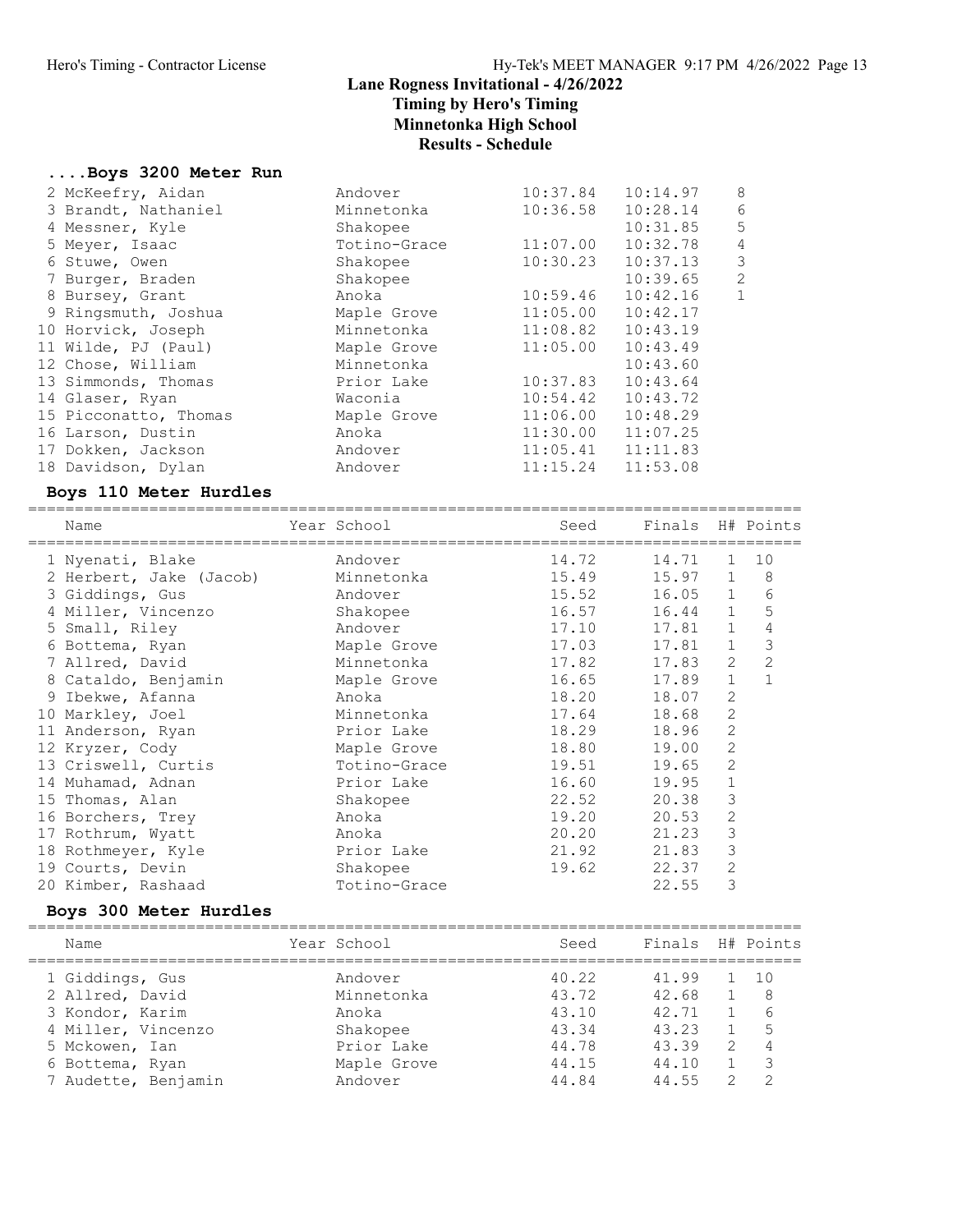# Lane Rogness Invitational - 4/26/2022

## Timing by Hero's Timing

## Minnetonka High School

## Results - Schedule

### ....Boys 3200 Meter Run

| Place | Name | School | Seed | Finals | Points |
|---|---|---|---|---|---|
| 2 | McKeefry, Aidan | Andover | 10:37.84 | 10:14.97 | 8 |
| 3 | Brandt, Nathaniel | Minnetonka | 10:36.58 | 10:28.14 | 6 |
| 4 | Messner, Kyle | Shakopee | | 10:31.85 | 5 |
| 5 | Meyer, Isaac | Totino-Grace | 11:07.00 | 10:32.78 | 4 |
| 6 | Stuwe, Owen | Shakopee | 10:30.23 | 10:37.13 | 3 |
| 7 | Burger, Braden | Shakopee | | 10:39.65 | 2 |
| 8 | Bursey, Grant | Anoka | 10:59.46 | 10:42.16 | 1 |
| 9 | Ringsmuth, Joshua | Maple Grove | 11:05.00 | 10:42.17 | |
| 10 | Horvick, Joseph | Minnetonka | 11:08.82 | 10:43.19 | |
| 11 | Wilde, PJ (Paul) | Maple Grove | 11:05.00 | 10:43.49 | |
| 12 | Chose, William | Minnetonka | | 10:43.60 | |
| 13 | Simmonds, Thomas | Prior Lake | 10:37.83 | 10:43.64 | |
| 14 | Glaser, Ryan | Waconia | 10:54.42 | 10:43.72 | |
| 15 | Picconatto, Thomas | Maple Grove | 11:06.00 | 10:48.29 | |
| 16 | Larson, Dustin | Anoka | 11:30.00 | 11:07.25 | |
| 17 | Dokken, Jackson | Andover | 11:05.41 | 11:11.83 | |
| 18 | Davidson, Dylan | Andover | 11:15.24 | 11:53.08 | |

### Boys 110 Meter Hurdles

| Place | Name | Year | School | Seed | Finals | H# | Points |
|---|---|---|---|---|---|---|---|
| 1 | Nyenati, Blake | | Andover | 14.72 | 14.71 | 1 | 10 |
| 2 | Herbert, Jake (Jacob) | | Minnetonka | 15.49 | 15.97 | 1 | 8 |
| 3 | Giddings, Gus | | Andover | 15.52 | 16.05 | 1 | 6 |
| 4 | Miller, Vincenzo | | Shakopee | 16.57 | 16.44 | 1 | 5 |
| 5 | Small, Riley | | Andover | 17.10 | 17.81 | 1 | 4 |
| 6 | Bottema, Ryan | | Maple Grove | 17.03 | 17.81 | 1 | 3 |
| 7 | Allred, David | | Minnetonka | 17.82 | 17.83 | 2 | 2 |
| 8 | Cataldo, Benjamin | | Maple Grove | 16.65 | 17.89 | 1 | 1 |
| 9 | Ibekwe, Afanna | | Anoka | 18.20 | 18.07 | 2 | |
| 10 | Markley, Joel | | Minnetonka | 17.64 | 18.68 | 2 | |
| 11 | Anderson, Ryan | | Prior Lake | 18.29 | 18.96 | 2 | |
| 12 | Kryzer, Cody | | Maple Grove | 18.80 | 19.00 | 2 | |
| 13 | Criswell, Curtis | | Totino-Grace | 19.51 | 19.65 | 2 | |
| 14 | Muhamad, Adnan | | Prior Lake | 16.60 | 19.95 | 1 | |
| 15 | Thomas, Alan | | Shakopee | 22.52 | 20.38 | 3 | |
| 16 | Borchers, Trey | | Anoka | 19.20 | 20.53 | 2 | |
| 17 | Rothrum, Wyatt | | Anoka | 20.20 | 21.23 | 3 | |
| 18 | Rothmeyer, Kyle | | Prior Lake | 21.92 | 21.83 | 3 | |
| 19 | Courts, Devin | | Shakopee | 19.62 | 22.37 | 2 | |
| 20 | Kimber, Rashaad | | Totino-Grace | | 22.55 | 3 | |

### Boys 300 Meter Hurdles

| Place | Name | Year | School | Seed | Finals | H# | Points |
|---|---|---|---|---|---|---|---|
| 1 | Giddings, Gus | | Andover | 40.22 | 41.99 | 1 | 10 |
| 2 | Allred, David | | Minnetonka | 43.72 | 42.68 | 1 | 8 |
| 3 | Kondor, Karim | | Anoka | 43.10 | 42.71 | 1 | 6 |
| 4 | Miller, Vincenzo | | Shakopee | 43.34 | 43.23 | 1 | 5 |
| 5 | Mckowen, Ian | | Prior Lake | 44.78 | 43.39 | 2 | 4 |
| 6 | Bottema, Ryan | | Maple Grove | 44.15 | 44.10 | 1 | 3 |
| 7 | Audette, Benjamin | | Andover | 44.84 | 44.55 | 2 | 2 |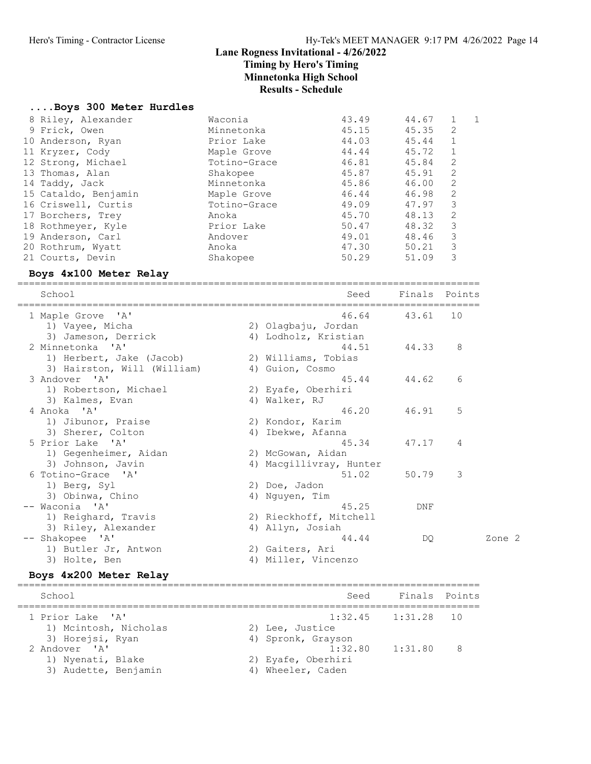## Lane Rogness Invitational - 4/26/2022
### Timing by Hero's Timing
### Minnetonka High School
### Results - Schedule

### ....Boys 300 Meter Hurdles

| Place | Name | School | Seed | Finals | H# | Points |
|---|---|---|---|---|---|---|
| 8 | Riley, Alexander | Waconia | 43.49 | 44.67 | 1 | 1 |
| 9 | Frick, Owen | Minnetonka | 45.15 | 45.35 | 2 | |
| 10 | Anderson, Ryan | Prior Lake | 44.03 | 45.44 | 1 | |
| 11 | Kryzer, Cody | Maple Grove | 44.44 | 45.72 | 1 | |
| 12 | Strong, Michael | Totino-Grace | 46.81 | 45.84 | 2 | |
| 13 | Thomas, Alan | Shakopee | 45.87 | 45.91 | 2 | |
| 14 | Taddy, Jack | Minnetonka | 45.86 | 46.00 | 2 | |
| 15 | Cataldo, Benjamin | Maple Grove | 46.44 | 46.98 | 2 | |
| 16 | Criswell, Curtis | Totino-Grace | 49.09 | 47.97 | 3 | |
| 17 | Borchers, Trey | Anoka | 45.70 | 48.13 | 2 | |
| 18 | Rothmeyer, Kyle | Prior Lake | 50.47 | 48.32 | 3 | |
| 19 | Anderson, Carl | Andover | 49.01 | 48.46 | 3 | |
| 20 | Rothrum, Wyatt | Anoka | 47.30 | 50.21 | 3 | |
| 21 | Courts, Devin | Shakopee | 50.29 | 51.09 | 3 | |

### Boys 4x100 Meter Relay

| Place | School | Seed | Finals | Points | |
|---|---|---|---|---|---|
| 1 | Maple Grove 'A' | 46.64 | 43.61 | 10 | |
| | 1) Vayee, Micha; 2) Olagbaju, Jordan; 3) Jameson, Derrick; 4) Lodholz, Kristian | | | | |
| 2 | Minnetonka 'A' | 44.51 | 44.33 | 8 | |
| | 1) Herbert, Jake (Jacob); 2) Williams, Tobias; 3) Hairston, Will (William); 4) Guion, Cosmo | | | | |
| 3 | Andover 'A' | 45.44 | 44.62 | 6 | |
| | 1) Robertson, Michael; 2) Eyafe, Oberhiri; 3) Kalmes, Evan; 4) Walker, RJ | | | | |
| 4 | Anoka 'A' | 46.20 | 46.91 | 5 | |
| | 1) Jibunor, Praise; 2) Kondor, Karim; 3) Sherer, Colton; 4) Ibekwe, Afanna | | | | |
| 5 | Prior Lake 'A' | 45.34 | 47.17 | 4 | |
| | 1) Gegenheimer, Aidan; 2) McGowan, Aidan; 3) Johnson, Javin; 4) Macgillivray, Hunter | | | | |
| 6 | Totino-Grace 'A' | 51.02 | 50.79 | 3 | |
| | 1) Berg, Syl; 2) Doe, Jadon; 3) Obinwa, Chino; 4) Nguyen, Tim | | | | |
| -- | Waconia 'A' | 45.25 | DNF | | |
| | 1) Reighard, Travis; 2) Rieckhoff, Mitchell; 3) Riley, Alexander; 4) Allyn, Josiah | | | | |
| -- | Shakopee 'A' | 44.44 | DQ | | Zone 2 |
| | 1) Butler Jr, Antwon; 2) Gaiters, Ari; 3) Holte, Ben; 4) Miller, Vincenzo | | | | |

### Boys 4x200 Meter Relay

| Place | School | Seed | Finals | Points |
|---|---|---|---|---|
| 1 | Prior Lake 'A' | 1:32.45 | 1:31.28 | 10 |
| | 1) Mcintosh, Nicholas; 2) Lee, Justice; 3) Horejsi, Ryan; 4) Spronk, Grayson | | | |
| 2 | Andover 'A' | 1:32.80 | 1:31.80 | 8 |
| | 1) Nyenati, Blake; 2) Eyafe, Oberhiri; 3) Audette, Benjamin; 4) Wheeler, Caden | | | |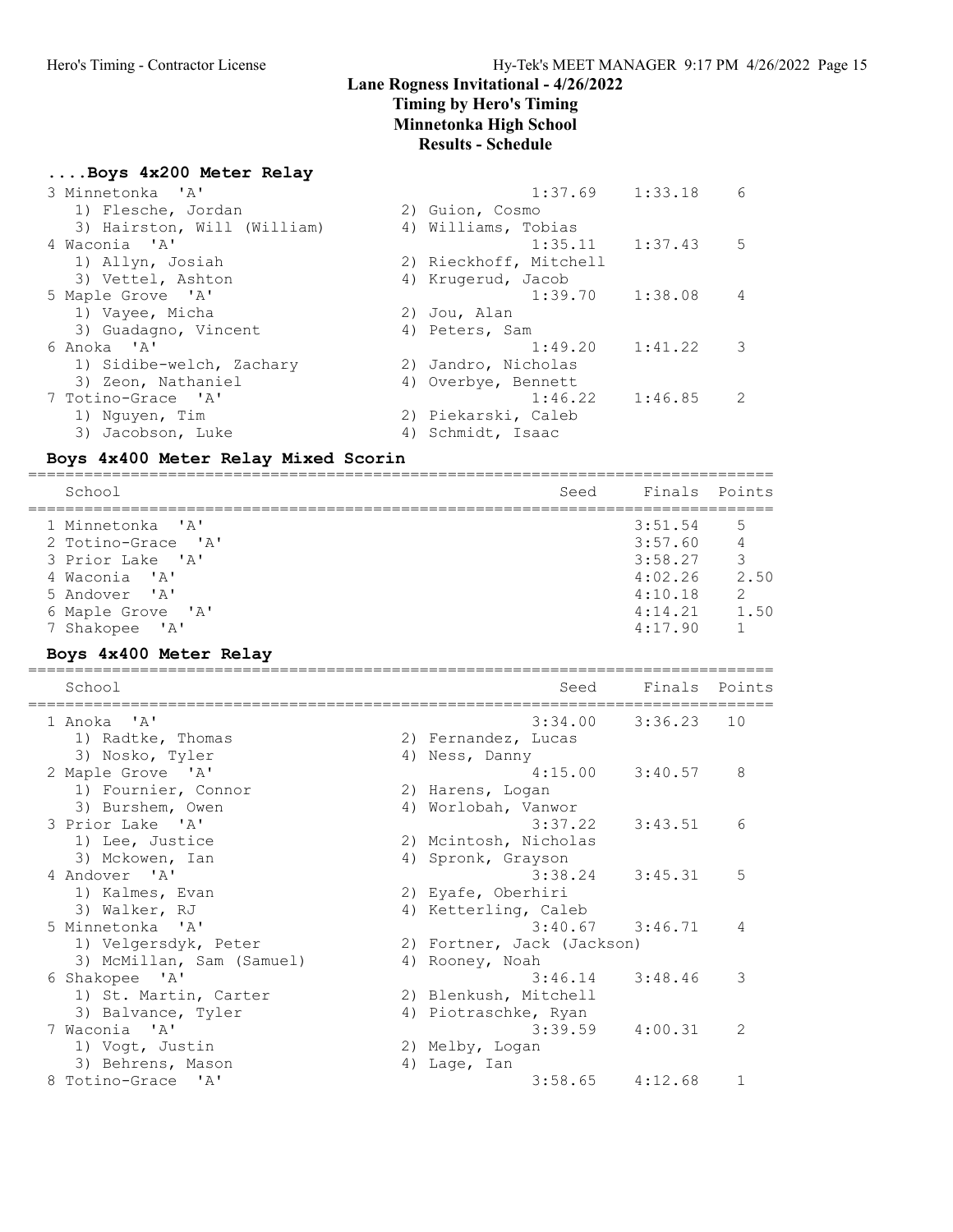# Lane Rogness Invitational - 4/26/2022

**Timing by Hero's Timing**
**Minnetonka High School**
**Results - Schedule**

### ....Boys 4x200 Meter Relay

| School | Seed | Finals | Points |
|---|---|---|---|
| 3 Minnetonka 'A' | 1:37.69 | 1:33.18 | 6 |
| 1) Flesche, Jordan; 2) Guion, Cosmo; 3) Hairston, Will (William); 4) Williams, Tobias | | | |
| 4 Waconia 'A' | 1:35.11 | 1:37.43 | 5 |
| 1) Allyn, Josiah; 2) Rieckhoff, Mitchell; 3) Vettel, Ashton; 4) Krugerud, Jacob | | | |
| 5 Maple Grove 'A' | 1:39.70 | 1:38.08 | 4 |
| 1) Vayee, Micha; 2) Jou, Alan; 3) Guadagno, Vincent; 4) Peters, Sam | | | |
| 6 Anoka 'A' | 1:49.20 | 1:41.22 | 3 |
| 1) Sidibe-welch, Zachary; 2) Jandro, Nicholas; 3) Zeon, Nathaniel; 4) Overbye, Bennett | | | |
| 7 Totino-Grace 'A' | 1:46.22 | 1:46.85 | 2 |
| 1) Nguyen, Tim; 2) Piekarski, Caleb; 3) Jacobson, Luke; 4) Schmidt, Isaac | | | |

### Boys 4x400 Meter Relay Mixed Scorin

| School | Seed | Finals | Points |
|---|---|---|---|
| 1 Minnetonka 'A' | | 3:51.54 | 5 |
| 2 Totino-Grace 'A' | | 3:57.60 | 4 |
| 3 Prior Lake 'A' | | 3:58.27 | 3 |
| 4 Waconia 'A' | | 4:02.26 | 2.50 |
| 5 Andover 'A' | | 4:10.18 | 2 |
| 6 Maple Grove 'A' | | 4:14.21 | 1.50 |
| 7 Shakopee 'A' | | 4:17.90 | 1 |

### Boys 4x400 Meter Relay

| School | Seed | Finals | Points |
|---|---|---|---|
| 1 Anoka 'A' | 3:34.00 | 3:36.23 | 10 |
| 1) Radtke, Thomas; 2) Fernandez, Lucas; 3) Nosko, Tyler; 4) Ness, Danny | | | |
| 2 Maple Grove 'A' | 4:15.00 | 3:40.57 | 8 |
| 1) Fournier, Connor; 2) Harens, Logan; 3) Burshem, Owen; 4) Worlobah, Vanwor | | | |
| 3 Prior Lake 'A' | 3:37.22 | 3:43.51 | 6 |
| 1) Lee, Justice; 2) Mcintosh, Nicholas; 3) Mckowen, Ian; 4) Spronk, Grayson | | | |
| 4 Andover 'A' | 3:38.24 | 3:45.31 | 5 |
| 1) Kalmes, Evan; 2) Eyafe, Oberhiri; 3) Walker, RJ; 4) Ketterling, Caleb | | | |
| 5 Minnetonka 'A' | 3:40.67 | 3:46.71 | 4 |
| 1) Velgersdyk, Peter; 2) Fortner, Jack (Jackson); 3) McMillan, Sam (Samuel); 4) Rooney, Noah | | | |
| 6 Shakopee 'A' | 3:46.14 | 3:48.46 | 3 |
| 1) St. Martin, Carter; 2) Blenkush, Mitchell; 3) Balvance, Tyler; 4) Piotraschke, Ryan | | | |
| 7 Waconia 'A' | 3:39.59 | 4:00.31 | 2 |
| 1) Vogt, Justin; 2) Melby, Logan; 3) Behrens, Mason; 4) Lage, Ian | | | |
| 8 Totino-Grace 'A' | 3:58.65 | 4:12.68 | 1 |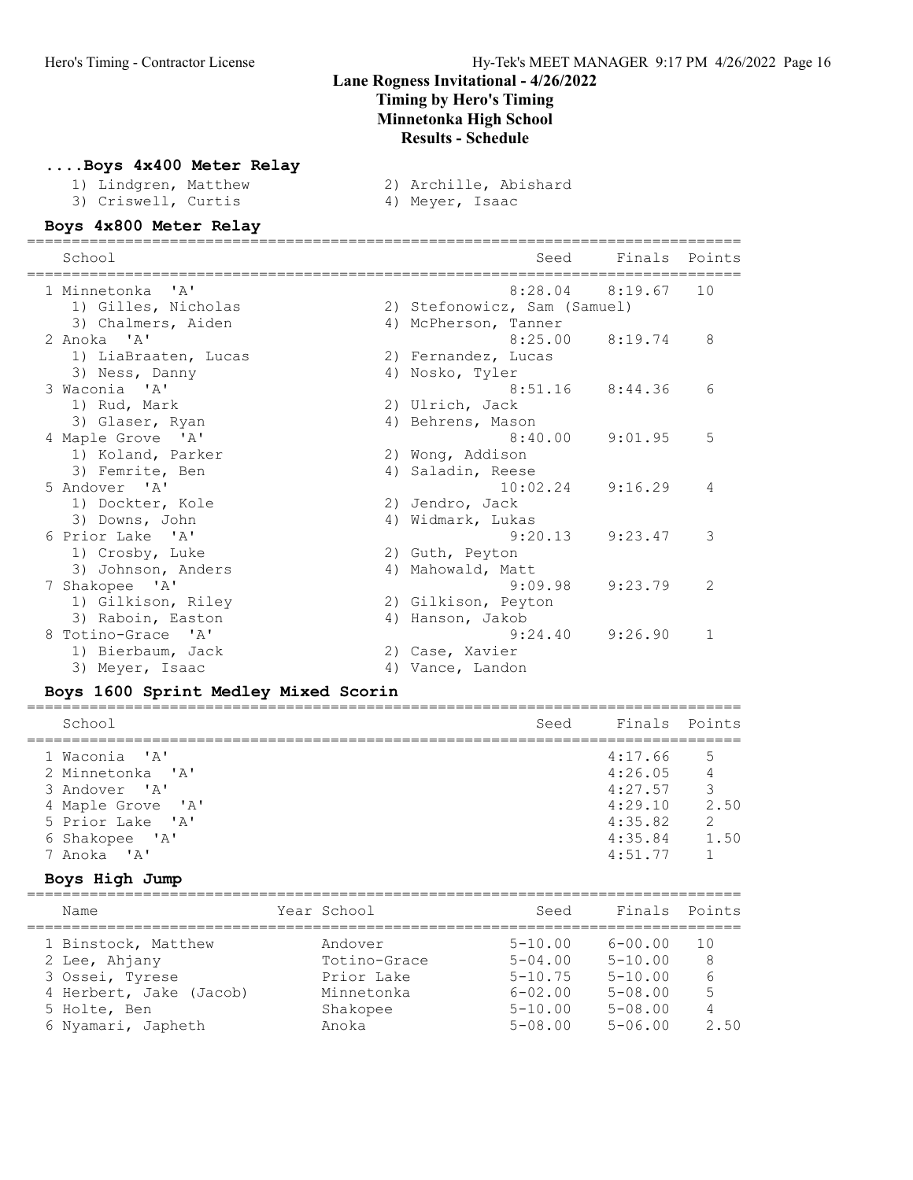# Lane Rogness Invitational - 4/26/2022

**Timing by Hero's Timing**
**Minnetonka High School**
**Results - Schedule**

### ....Boys 4x400 Meter Relay

1) Lindgren, Matthew 2) Archille, Abishard
3) Criswell, Curtis 4) Meyer, Isaac

### Boys 4x800 Meter Relay

| School | Seed | Finals | Points |
|---|---|---|---|
| 1 Minnetonka 'A' | 8:28.04 | 8:19.67 | 10 |
| 1) Gilles, Nicholas; 2) Stefonowicz, Sam (Samuel); 3) Chalmers, Aiden; 4) McPherson, Tanner | | | |
| 2 Anoka 'A' | 8:25.00 | 8:19.74 | 8 |
| 1) LiaBraaten, Lucas; 2) Fernandez, Lucas; 3) Ness, Danny; 4) Nosko, Tyler | | | |
| 3 Waconia 'A' | 8:51.16 | 8:44.36 | 6 |
| 1) Rud, Mark; 2) Ulrich, Jack; 3) Glaser, Ryan; 4) Behrens, Mason | | | |
| 4 Maple Grove 'A' | 8:40.00 | 9:01.95 | 5 |
| 1) Koland, Parker; 2) Wong, Addison; 3) Femrite, Ben; 4) Saladin, Reese | | | |
| 5 Andover 'A' | 10:02.24 | 9:16.29 | 4 |
| 1) Dockter, Kole; 2) Jendro, Jack; 3) Downs, John; 4) Widmark, Lukas | | | |
| 6 Prior Lake 'A' | 9:20.13 | 9:23.47 | 3 |
| 1) Crosby, Luke; 2) Guth, Peyton; 3) Johnson, Anders; 4) Mahowald, Matt | | | |
| 7 Shakopee 'A' | 9:09.98 | 9:23.79 | 2 |
| 1) Gilkison, Riley; 2) Gilkison, Peyton; 3) Raboin, Easton; 4) Hanson, Jakob | | | |
| 8 Totino-Grace 'A' | 9:24.40 | 9:26.90 | 1 |
| 1) Bierbaum, Jack; 2) Case, Xavier; 3) Meyer, Isaac; 4) Vance, Landon | | | |

### Boys 1600 Sprint Medley Mixed Scorin

| School | Seed | Finals | Points |
|---|---|---|---|
| 1 Waconia 'A' | | 4:17.66 | 5 |
| 2 Minnetonka 'A' | | 4:26.05 | 4 |
| 3 Andover 'A' | | 4:27.57 | 3 |
| 4 Maple Grove 'A' | | 4:29.10 | 2.50 |
| 5 Prior Lake 'A' | | 4:35.82 | 2 |
| 6 Shakopee 'A' | | 4:35.84 | 1.50 |
| 7 Anoka 'A' | | 4:51.77 | 1 |

### Boys High Jump

| Name | Year | School | Seed | Finals | Points |
|---|---|---|---|---|---|
| 1 Binstock, Matthew | | Andover | 5-10.00 | 6-00.00 | 10 |
| 2 Lee, Ahjany | | Totino-Grace | 5-04.00 | 5-10.00 | 8 |
| 3 Ossei, Tyrese | | Prior Lake | 5-10.75 | 5-10.00 | 6 |
| 4 Herbert, Jake (Jacob) | | Minnetonka | 6-02.00 | 5-08.00 | 5 |
| 5 Holte, Ben | | Shakopee | 5-10.00 | 5-08.00 | 4 |
| 6 Nyamari, Japheth | | Anoka | 5-08.00 | 5-06.00 | 2.50 |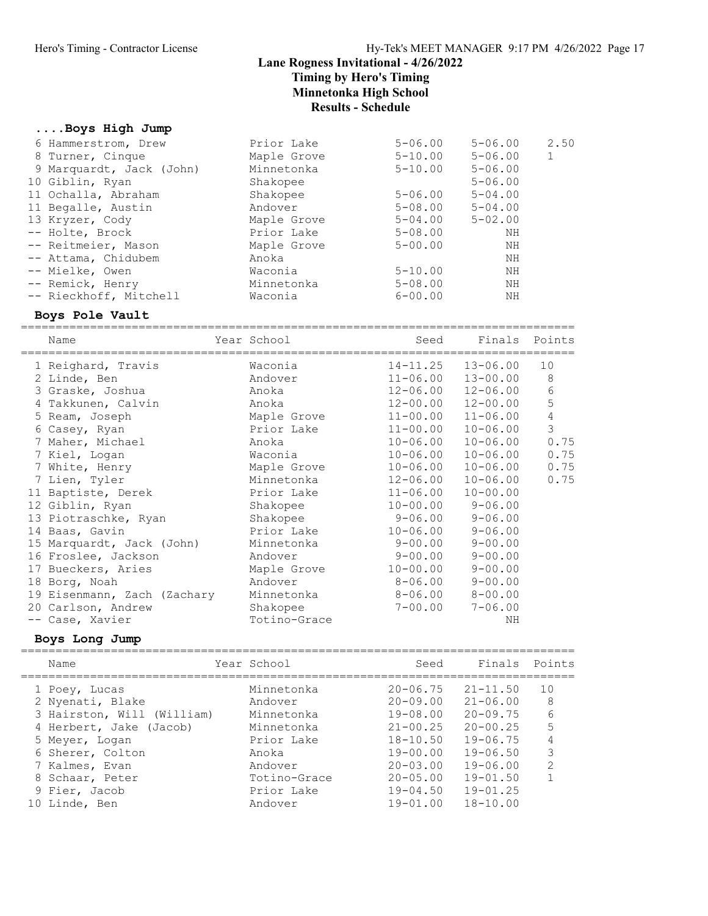# Lane Rogness Invitational - 4/26/2022

**Timing by Hero's Timing**
**Minnetonka High School**
**Results - Schedule**

### ....Boys High Jump

| Place | Name | Year School | Seed | Finals | Points |
|---|---|---|---|---|---|
| 6 | Hammerstrom, Drew | Prior Lake | 5-06.00 | 5-06.00 | 2.50 |
| 8 | Turner, Cinque | Maple Grove | 5-10.00 | 5-06.00 | 1 |
| 9 | Marquardt, Jack (John) | Minnetonka | 5-10.00 | 5-06.00 | |
| 10 | Giblin, Ryan | Shakopee | | 5-06.00 | |
| 11 | Ochalla, Abraham | Shakopee | 5-06.00 | 5-04.00 | |
| 11 | Begalle, Austin | Andover | 5-08.00 | 5-04.00 | |
| 13 | Kryzer, Cody | Maple Grove | 5-04.00 | 5-02.00 | |
| -- | Holte, Brock | Prior Lake | 5-08.00 | NH | |
| -- | Reitmeier, Mason | Maple Grove | 5-00.00 | NH | |
| -- | Attama, Chidubem | Anoka | | NH | |
| -- | Mielke, Owen | Waconia | 5-10.00 | NH | |
| -- | Remick, Henry | Minnetonka | 5-08.00 | NH | |
| -- | Rieckhoff, Mitchell | Waconia | 6-00.00 | NH | |

### Boys Pole Vault

| Place | Name | Year School | Seed | Finals | Points |
|---|---|---|---|---|---|
| 1 | Reighard, Travis | Waconia | 14-11.25 | 13-06.00 | 10 |
| 2 | Linde, Ben | Andover | 11-06.00 | 13-00.00 | 8 |
| 3 | Graske, Joshua | Anoka | 12-06.00 | 12-06.00 | 6 |
| 4 | Takkunen, Calvin | Anoka | 12-00.00 | 12-00.00 | 5 |
| 5 | Ream, Joseph | Maple Grove | 11-00.00 | 11-06.00 | 4 |
| 6 | Casey, Ryan | Prior Lake | 11-00.00 | 10-06.00 | 3 |
| 7 | Maher, Michael | Anoka | 10-06.00 | 10-06.00 | 0.75 |
| 7 | Kiel, Logan | Waconia | 10-06.00 | 10-06.00 | 0.75 |
| 7 | White, Henry | Maple Grove | 10-06.00 | 10-06.00 | 0.75 |
| 7 | Lien, Tyler | Minnetonka | 12-06.00 | 10-06.00 | 0.75 |
| 11 | Baptiste, Derek | Prior Lake | 11-06.00 | 10-00.00 | |
| 12 | Giblin, Ryan | Shakopee | 10-00.00 | 9-06.00 | |
| 13 | Piotraschke, Ryan | Shakopee | 9-06.00 | 9-06.00 | |
| 14 | Baas, Gavin | Prior Lake | 10-06.00 | 9-06.00 | |
| 15 | Marquardt, Jack (John) | Minnetonka | 9-00.00 | 9-00.00 | |
| 16 | Froslee, Jackson | Andover | 9-00.00 | 9-00.00 | |
| 17 | Bueckers, Aries | Maple Grove | 10-00.00 | 9-00.00 | |
| 18 | Borg, Noah | Andover | 8-06.00 | 9-00.00 | |
| 19 | Eisenmann, Zach (Zachary | Minnetonka | 8-06.00 | 8-00.00 | |
| 20 | Carlson, Andrew | Shakopee | 7-00.00 | 7-06.00 | |
| -- | Case, Xavier | Totino-Grace | | NH | |

### Boys Long Jump

| Place | Name | Year School | Seed | Finals | Points |
|---|---|---|---|---|---|
| 1 | Poey, Lucas | Minnetonka | 20-06.75 | 21-11.50 | 10 |
| 2 | Nyenati, Blake | Andover | 20-09.00 | 21-06.00 | 8 |
| 3 | Hairston, Will (William) | Minnetonka | 19-08.00 | 20-09.75 | 6 |
| 4 | Herbert, Jake (Jacob) | Minnetonka | 21-00.25 | 20-00.25 | 5 |
| 5 | Meyer, Logan | Prior Lake | 18-10.50 | 19-06.75 | 4 |
| 6 | Sherer, Colton | Anoka | 19-00.00 | 19-06.50 | 3 |
| 7 | Kalmes, Evan | Andover | 20-03.00 | 19-06.00 | 2 |
| 8 | Schaar, Peter | Totino-Grace | 20-05.00 | 19-01.50 | 1 |
| 9 | Fier, Jacob | Prior Lake | 19-04.50 | 19-01.25 | |
| 10 | Linde, Ben | Andover | 19-01.00 | 18-10.00 | |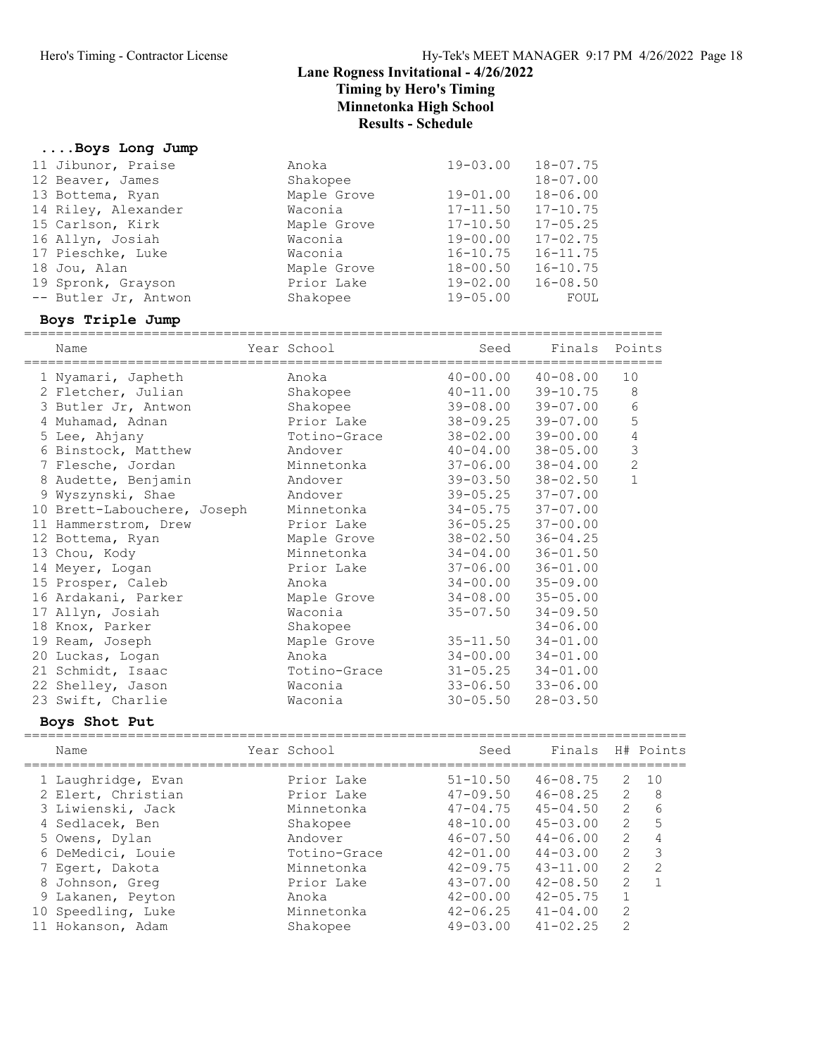# Lane Rogness Invitational - 4/26/2022

## Timing by Hero's Timing

## Minnetonka High School

## Results - Schedule

### ....Boys Long Jump

| Name | School | Seed | Finals |
|---|---|---|---|
| 11 Jibunor, Praise | Anoka | 19-03.00 | 18-07.75 |
| 12 Beaver, James | Shakopee | | 18-07.00 |
| 13 Bottema, Ryan | Maple Grove | 19-01.00 | 18-06.00 |
| 14 Riley, Alexander | Waconia | 17-11.50 | 17-10.75 |
| 15 Carlson, Kirk | Maple Grove | 17-10.50 | 17-05.25 |
| 16 Allyn, Josiah | Waconia | 19-00.00 | 17-02.75 |
| 17 Pieschke, Luke | Waconia | 16-10.75 | 16-11.75 |
| 18 Jou, Alan | Maple Grove | 18-00.50 | 16-10.75 |
| 19 Spronk, Grayson | Prior Lake | 19-02.00 | 16-08.50 |
| -- Butler Jr, Antwon | Shakopee | 19-05.00 | FOUL |

### Boys Triple Jump

| Name | Year School | Seed | Finals | Points |
|---|---|---|---|---|
| 1 Nyamari, Japheth | Anoka | 40-00.00 | 40-08.00 | 10 |
| 2 Fletcher, Julian | Shakopee | 40-11.00 | 39-10.75 | 8 |
| 3 Butler Jr, Antwon | Shakopee | 39-08.00 | 39-07.00 | 6 |
| 4 Muhamad, Adnan | Prior Lake | 38-09.25 | 39-07.00 | 5 |
| 5 Lee, Ahjany | Totino-Grace | 38-02.00 | 39-00.00 | 4 |
| 6 Binstock, Matthew | Andover | 40-04.00 | 38-05.00 | 3 |
| 7 Flesche, Jordan | Minnetonka | 37-06.00 | 38-04.00 | 2 |
| 8 Audette, Benjamin | Andover | 39-03.50 | 38-02.50 | 1 |
| 9 Wyszynski, Shae | Andover | 39-05.25 | 37-07.00 | |
| 10 Brett-Labouchere, Joseph | Minnetonka | 34-05.75 | 37-07.00 | |
| 11 Hammerstrom, Drew | Prior Lake | 36-05.25 | 37-00.00 | |
| 12 Bottema, Ryan | Maple Grove | 38-02.50 | 36-04.25 | |
| 13 Chou, Kody | Minnetonka | 34-04.00 | 36-01.50 | |
| 14 Meyer, Logan | Prior Lake | 37-06.00 | 36-01.00 | |
| 15 Prosper, Caleb | Anoka | 34-00.00 | 35-09.00 | |
| 16 Ardakani, Parker | Maple Grove | 34-08.00 | 35-05.00 | |
| 17 Allyn, Josiah | Waconia | 35-07.50 | 34-09.50 | |
| 18 Knox, Parker | Shakopee | | 34-06.00 | |
| 19 Ream, Joseph | Maple Grove | 35-11.50 | 34-01.00 | |
| 20 Luckas, Logan | Anoka | 34-00.00 | 34-01.00 | |
| 21 Schmidt, Isaac | Totino-Grace | 31-05.25 | 34-01.00 | |
| 22 Shelley, Jason | Waconia | 33-06.50 | 33-06.00 | |
| 23 Swift, Charlie | Waconia | 30-05.50 | 28-03.50 | |

### Boys Shot Put

| Name | Year School | Seed | Finals | H# | Points |
|---|---|---|---|---|---|
| 1 Laughridge, Evan | Prior Lake | 51-10.50 | 46-08.75 | 2 | 10 |
| 2 Elert, Christian | Prior Lake | 47-09.50 | 46-08.25 | 2 | 8 |
| 3 Liwienski, Jack | Minnetonka | 47-04.75 | 45-04.50 | 2 | 6 |
| 4 Sedlacek, Ben | Shakopee | 48-10.00 | 45-03.00 | 2 | 5 |
| 5 Owens, Dylan | Andover | 46-07.50 | 44-06.00 | 2 | 4 |
| 6 DeMedici, Louie | Totino-Grace | 42-01.00 | 44-03.00 | 2 | 3 |
| 7 Egert, Dakota | Minnetonka | 42-09.75 | 43-11.00 | 2 | 2 |
| 8 Johnson, Greg | Prior Lake | 43-07.00 | 42-08.50 | 2 | 1 |
| 9 Lakanen, Peyton | Anoka | 42-00.00 | 42-05.75 | 1 | |
| 10 Speedling, Luke | Minnetonka | 42-06.25 | 41-04.00 | 2 | |
| 11 Hokanson, Adam | Shakopee | 49-03.00 | 41-02.25 | 2 | |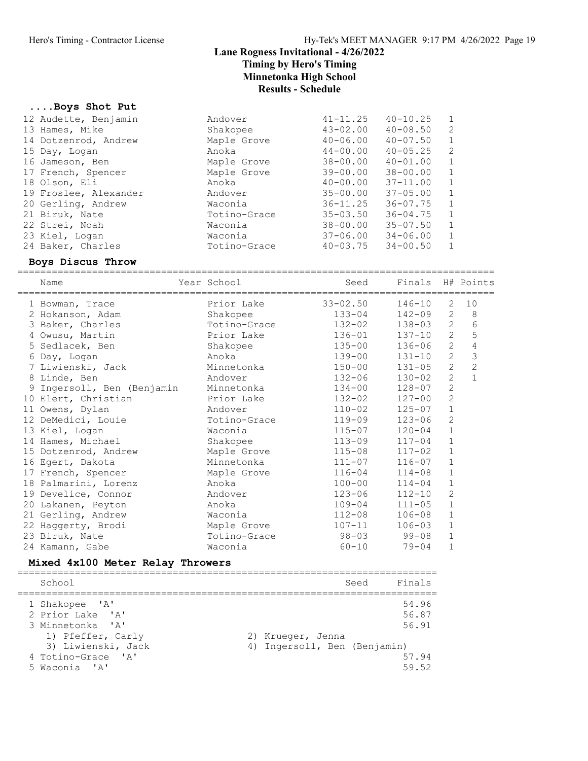# Lane Rogness Invitational - 4/26/2022

## Timing by Hero's Timing
## Minnetonka High School
## Results - Schedule

### ....Boys Shot Put

| Place | Name | School | Seed | Finals | H# |
|---|---|---|---|---|---|
| 12 | Audette, Benjamin | Andover | 41-11.25 | 40-10.25 | 1 |
| 13 | Hames, Mike | Shakopee | 43-02.00 | 40-08.50 | 2 |
| 14 | Dotzenrod, Andrew | Maple Grove | 40-06.00 | 40-07.50 | 1 |
| 15 | Day, Logan | Anoka | 44-00.00 | 40-05.25 | 2 |
| 16 | Jameson, Ben | Maple Grove | 38-00.00 | 40-01.00 | 1 |
| 17 | French, Spencer | Maple Grove | 39-00.00 | 38-00.00 | 1 |
| 18 | Olson, Eli | Anoka | 40-00.00 | 37-11.00 | 1 |
| 19 | Froslee, Alexander | Andover | 35-00.00 | 37-05.00 | 1 |
| 20 | Gerling, Andrew | Waconia | 36-11.25 | 36-07.75 | 1 |
| 21 | Biruk, Nate | Totino-Grace | 35-03.50 | 36-04.75 | 1 |
| 22 | Strei, Noah | Waconia | 38-00.00 | 35-07.50 | 1 |
| 23 | Kiel, Logan | Waconia | 37-06.00 | 34-06.00 | 1 |
| 24 | Baker, Charles | Totino-Grace | 40-03.75 | 34-00.50 | 1 |

### Boys Discus Throw

| Place | Name | Year School | Seed | Finals | H# | Points |
|---|---|---|---|---|---|---|
| 1 | Bowman, Trace | Prior Lake | 33-02.50 | 146-10 | 2 | 10 |
| 2 | Hokanson, Adam | Shakopee | 133-04 | 142-09 | 2 | 8 |
| 3 | Baker, Charles | Totino-Grace | 132-02 | 138-03 | 2 | 6 |
| 4 | Owusu, Martin | Prior Lake | 136-01 | 137-10 | 2 | 5 |
| 5 | Sedlacek, Ben | Shakopee | 135-00 | 136-06 | 2 | 4 |
| 6 | Day, Logan | Anoka | 139-00 | 131-10 | 2 | 3 |
| 7 | Liwienski, Jack | Minnetonka | 150-00 | 131-05 | 2 | 2 |
| 8 | Linde, Ben | Andover | 132-06 | 130-02 | 2 | 1 |
| 9 | Ingersoll, Ben (Benjamin | Minnetonka | 134-00 | 128-07 | 2 | |
| 10 | Elert, Christian | Prior Lake | 132-02 | 127-00 | 2 | |
| 11 | Owens, Dylan | Andover | 110-02 | 125-07 | 1 | |
| 12 | DeMedici, Louie | Totino-Grace | 119-09 | 123-06 | 2 | |
| 13 | Kiel, Logan | Waconia | 115-07 | 120-04 | 1 | |
| 14 | Hames, Michael | Shakopee | 113-09 | 117-04 | 1 | |
| 15 | Dotzenrod, Andrew | Maple Grove | 115-08 | 117-02 | 1 | |
| 16 | Egert, Dakota | Minnetonka | 111-07 | 116-07 | 1 | |
| 17 | French, Spencer | Maple Grove | 116-04 | 114-08 | 1 | |
| 18 | Palmarini, Lorenz | Anoka | 100-00 | 114-04 | 1 | |
| 19 | Develice, Connor | Andover | 123-06 | 112-10 | 2 | |
| 20 | Lakanen, Peyton | Anoka | 109-04 | 111-05 | 1 | |
| 21 | Gerling, Andrew | Waconia | 112-08 | 106-08 | 1 | |
| 22 | Haggerty, Brodi | Maple Grove | 107-11 | 106-03 | 1 | |
| 23 | Biruk, Nate | Totino-Grace | 98-03 | 99-08 | 1 | |
| 24 | Kamann, Gabe | Waconia | 60-10 | 79-04 | 1 | |

### Mixed 4x100 Meter Relay Throwers

| Place | School | Seed | Finals |
|---|---|---|---|
| 1 | Shakopee 'A' | | 54.96 |
| 2 | Prior Lake 'A' | | 56.87 |
| 3 | Minnetonka 'A' | | 56.91 |
| | 1) Pfeffer, Carly; 2) Krueger, Jenna; 3) Liwienski, Jack; 4) Ingersoll, Ben (Benjamin) | | |
| 4 | Totino-Grace 'A' | | 57.94 |
| 5 | Waconia 'A' | | 59.52 |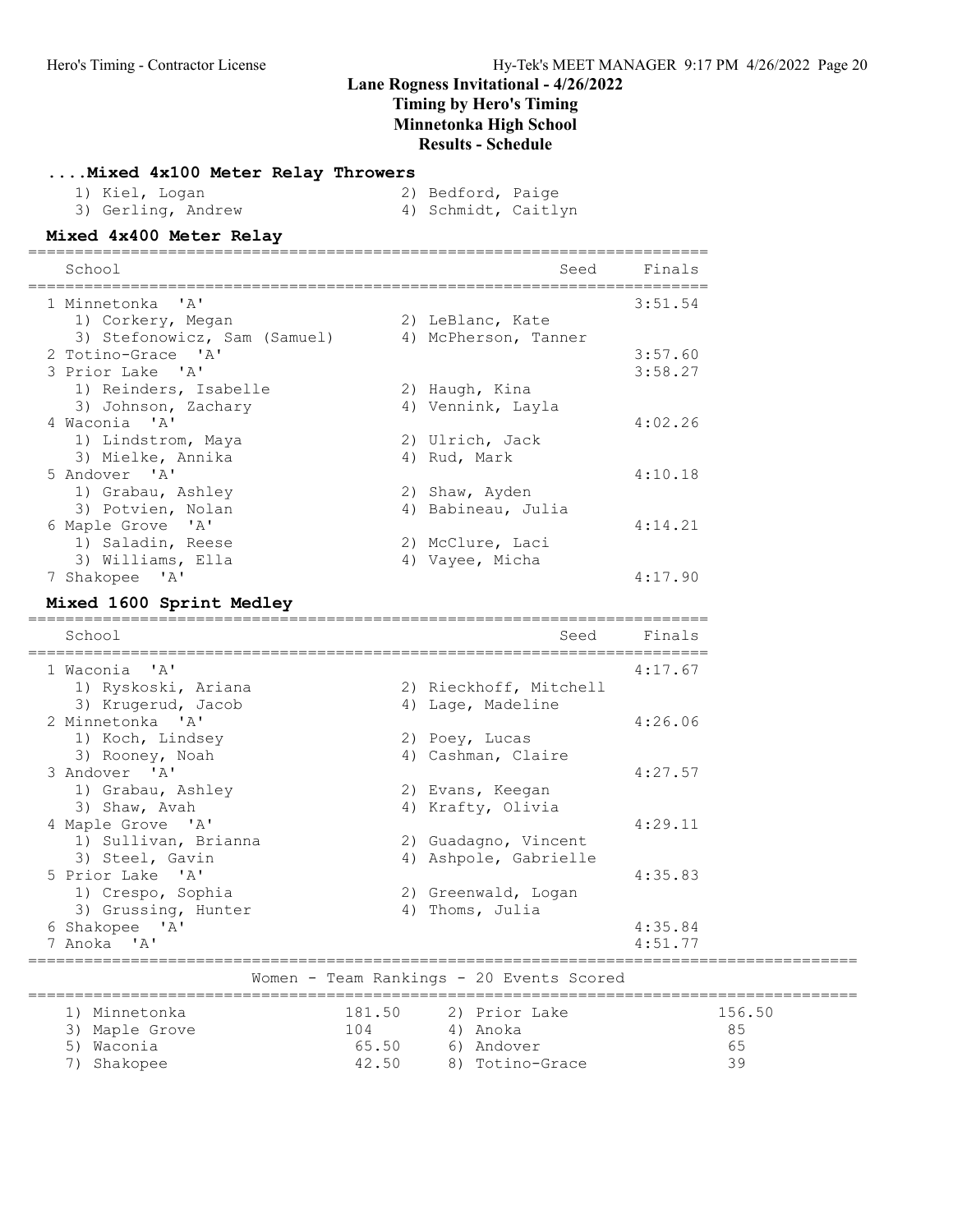## ....Mixed 4x100 Meter Relay Throwers

1) Kiel, Logan
2) Bedford, Paige
3) Gerling, Andrew
4) Schmidt, Caitlyn

## Mixed 4x400 Meter Relay

| School | Seed | Finals |
|---|---|---|
| 1 Minnetonka 'A' | | 3:51.54 |
| 1) Corkery, Megan; 2) LeBlanc, Kate; 3) Stefonowicz, Sam (Samuel); 4) McPherson, Tanner | | |
| 2 Totino-Grace 'A' | | 3:57.60 |
| 3 Prior Lake 'A' | | 3:58.27 |
| 1) Reinders, Isabelle; 2) Haugh, Kina; 3) Johnson, Zachary; 4) Vennink, Layla | | |
| 4 Waconia 'A' | | 4:02.26 |
| 1) Lindstrom, Maya; 2) Ulrich, Jack; 3) Mielke, Annika; 4) Rud, Mark | | |
| 5 Andover 'A' | | 4:10.18 |
| 1) Grabau, Ashley; 2) Shaw, Ayden; 3) Potvien, Nolan; 4) Babineau, Julia | | |
| 6 Maple Grove 'A' | | 4:14.21 |
| 1) Saladin, Reese; 2) McClure, Laci; 3) Williams, Ella; 4) Vayee, Micha | | |
| 7 Shakopee 'A' | | 4:17.90 |

## Mixed 1600 Sprint Medley

| School | Seed | Finals |
|---|---|---|
| 1 Waconia 'A' | | 4:17.67 |
| 1) Ryskoski, Ariana; 2) Rieckhoff, Mitchell; 3) Krugerud, Jacob; 4) Lage, Madeline | | |
| 2 Minnetonka 'A' | | 4:26.06 |
| 1) Koch, Lindsey; 2) Poey, Lucas; 3) Rooney, Noah; 4) Cashman, Claire | | |
| 3 Andover 'A' | | 4:27.57 |
| 1) Grabau, Ashley; 2) Evans, Keegan; 3) Shaw, Avah; 4) Krafty, Olivia | | |
| 4 Maple Grove 'A' | | 4:29.11 |
| 1) Sullivan, Brianna; 2) Guadagno, Vincent; 3) Steel, Gavin; 4) Ashpole, Gabrielle | | |
| 5 Prior Lake 'A' | | 4:35.83 |
| 1) Crespo, Sophia; 2) Greenwald, Logan; 3) Grussing, Hunter; 4) Thoms, Julia | | |
| 6 Shakopee 'A' | | 4:35.84 |
| 7 Anoka 'A' | | 4:51.77 |

## Women - Team Rankings - 20 Events Scored

| Place | Team | Points | Place | Team | Points |
|---|---|---|---|---|---|
| 1) | Minnetonka | 181.50 | 2) | Prior Lake | 156.50 |
| 3) | Maple Grove | 104 | 4) | Anoka | 85 |
| 5) | Waconia | 65.50 | 6) | Andover | 65 |
| 7) | Shakopee | 42.50 | 8) | Totino-Grace | 39 |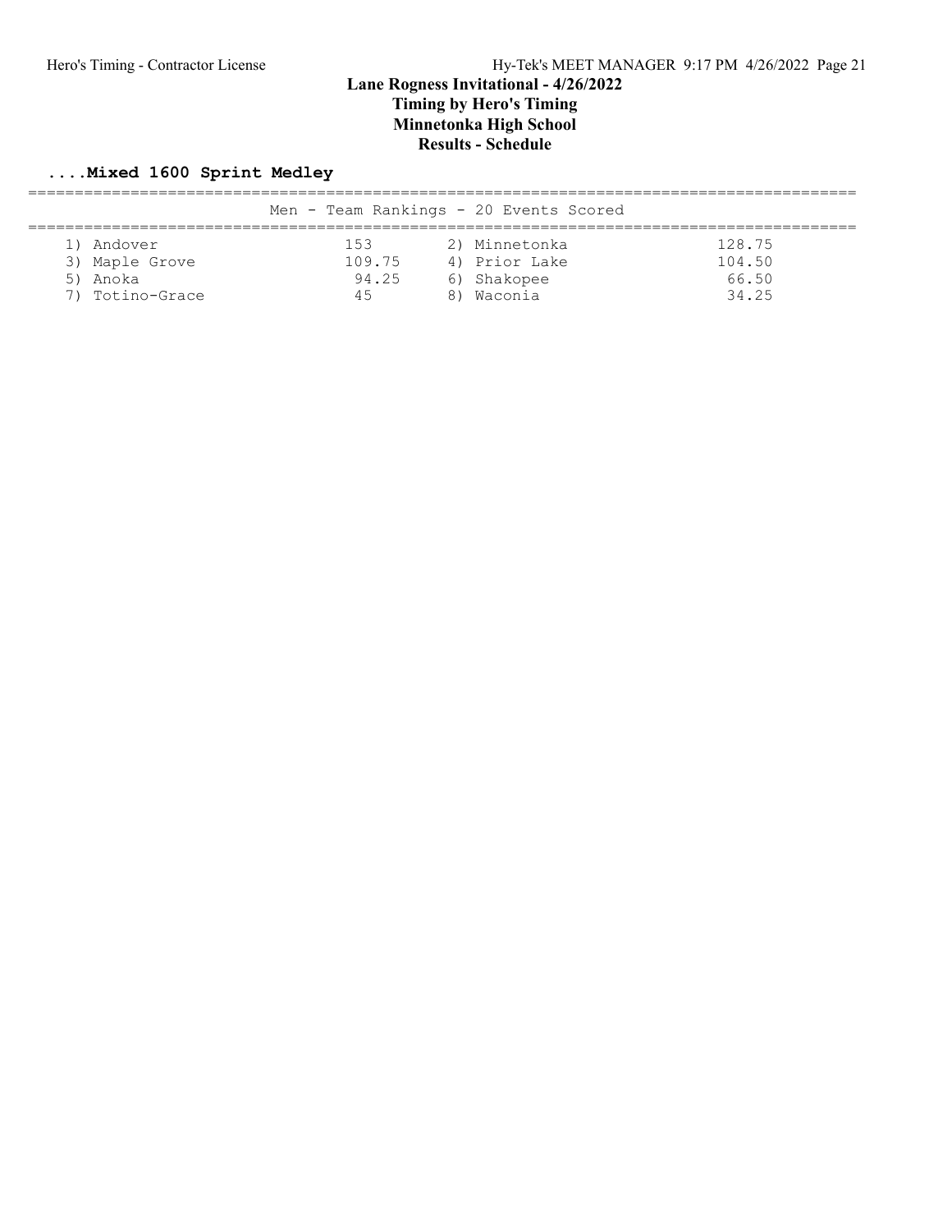## Lane Rogness Invitational - 4/26/2022
## Timing by Hero's Timing
## Minnetonka High School
## Results - Schedule

### ....Mixed 1600 Sprint Medley

**Men - Team Rankings - 20 Events Scored**

| | | | |
|---|---|---|---|
| 1) Andover | 153 | 2) Minnetonka | 128.75 |
| 3) Maple Grove | 109.75 | 4) Prior Lake | 104.50 |
| 5) Anoka | 94.25 | 6) Shakopee | 66.50 |
| 7) Totino-Grace | 45 | 8) Waconia | 34.25 |